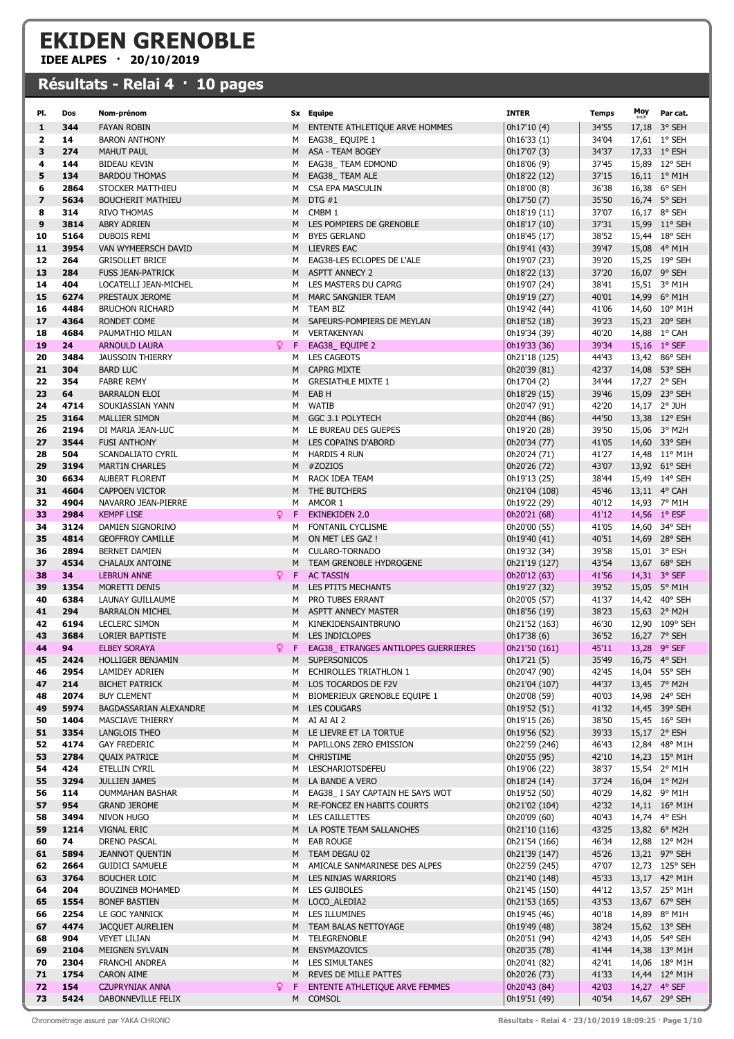# EKIDEN GRENOBLE

**IDEE ALPES · 20/10/2019**

## Résultats - Relai 4 · 10 pages

| Pl. | Dos | Nom-prénom | Sx | Equipe | INTER | Temps | Moy km/h | Par cat. |
|---|---|---|---|---|---|---|---|---|
| 1 | 344 | FAYAN ROBIN | M | ENTENTE ATHLETIQUE ARVE HOMMES | 0h17'10 (4) | 34'55 | 17,18 | 3° SEH |
| 2 | 14 | BARON ANTHONY | M | EAG38_ EQUIPE 1 | 0h16'33 (1) | 34'04 | 17,61 | 1° SEH |
| 3 | 274 | MAHUT PAUL | M | ASA - TEAM BOGEY | 0h17'07 (3) | 34'37 | 17,33 | 1° ESH |
| 4 | 144 | BIDEAU KEVIN | M | EAG38_ TEAM EDMOND | 0h18'06 (9) | 37'45 | 15,89 | 12° SEH |
| 5 | 134 | BARDOU THOMAS | M | EAG38_ TEAM ALE | 0h18'22 (12) | 37'15 | 16,11 | 1° M1H |
| 6 | 2864 | STOCKER MATTHIEU | M | CSA EPA MASCULIN | 0h18'00 (8) | 36'38 | 16,38 | 6° SEH |
| 7 | 5634 | BOUCHERIT MATHIEU | M | DTG #1 | 0h17'50 (7) | 35'50 | 16,74 | 5° SEH |
| 8 | 314 | RIVO THOMAS | M | CMBM 1 | 0h18'19 (11) | 37'07 | 16,17 | 8° SEH |
| 9 | 3814 | ABRY ADRIEN | M | LES POMPIERS DE GRENOBLE | 0h18'17 (10) | 37'31 | 15,99 | 11° SEH |
| 10 | 5164 | DUBOIS REMI | M | BYES GERLAND | 0h18'45 (17) | 38'52 | 15,44 | 18° SEH |
| 11 | 3954 | VAN WYMEERSCH DAVID | M | LIEVRES EAC | 0h19'41 (43) | 39'47 | 15,08 | 4° M1H |
| 12 | 264 | GRISOLLET BRICE | M | EAG38-LES ECLOPES DE L'ALE | 0h19'07 (23) | 39'20 | 15,25 | 19° SEH |
| 13 | 284 | FUSS JEAN-PATRICK | M | ASPTT ANNECY 2 | 0h18'22 (13) | 37'20 | 16,07 | 9° SEH |
| 14 | 404 | LOCATELLI JEAN-MICHEL | M | LES MASTERS DU CAPRG | 0h19'07 (24) | 38'41 | 15,51 | 3° M1H |
| 15 | 6274 | PRESTAUX JEROME | M | MARC SANGNIER TEAM | 0h19'19 (27) | 40'01 | 14,99 | 6° M1H |
| 16 | 4484 | BRUCHON RICHARD | M | TEAM BIZ | 0h19'42 (44) | 41'06 | 14,60 | 10° M1H |
| 17 | 4364 | RONDET COME | M | SAPEURS-POMPIERS DE MEYLAN | 0h18'52 (18) | 39'23 | 15,23 | 20° SEH |
| 18 | 4684 | PAUMATHIO MILAN | M | VERTAKENYAN | 0h19'34 (39) | 40'20 | 14,88 | 1° CAH |
| 19 | 24 | ARNOULD LAURA | F | EAG38_ EQUIPE 2 | 0h19'33 (36) | 39'34 | 15,16 | 1° SEF |
| 20 | 3484 | JAUSSOIN THIERRY | M | LES CAGEOTS | 0h21'18 (125) | 44'43 | 13,42 | 86° SEH |
| 21 | 304 | BARD LUC | M | CAPRG MIXTE | 0h20'39 (81) | 42'37 | 14,08 | 53° SEH |
| 22 | 354 | FABRE REMY | M | GRESIATHLE MIXTE 1 | 0h17'04 (2) | 34'44 | 17,27 | 2° SEH |
| 23 | 64 | BARRALON ELOI | M | EAB H | 0h18'29 (15) | 39'46 | 15,09 | 23° SEH |
| 24 | 4714 | SOUKIASSIAN YANN | M | WATIB | 0h20'47 (91) | 42'20 | 14,17 | 2° JUH |
| 25 | 3164 | MALLIER SIMON | M | GGC 3.1 POLYTECH | 0h20'44 (86) | 44'50 | 13,38 | 12° ESH |
| 26 | 2194 | DI MARIA JEAN-LUC | M | LE BUREAU DES GUEPES | 0h19'20 (28) | 39'50 | 15,06 | 3° M2H |
| 27 | 3544 | FUSI ANTHONY | M | LES COPAINS D'ABORD | 0h20'34 (77) | 41'05 | 14,60 | 33° SEH |
| 28 | 504 | SCANDALIATO CYRIL | M | HARDIS 4 RUN | 0h20'24 (71) | 41'27 | 14,48 | 11° M1H |
| 29 | 3194 | MARTIN CHARLES | M | #ZOZIOS | 0h20'26 (72) | 43'07 | 13,92 | 61° SEH |
| 30 | 6634 | AUBERT FLORENT | M | RACK IDEA TEAM | 0h19'13 (25) | 38'44 | 15,49 | 14° SEH |
| 31 | 4604 | CAPPOEN VICTOR | M | THE BUTCHERS | 0h21'04 (108) | 45'46 | 13,11 | 4° CAH |
| 32 | 4904 | NAVARRO JEAN-PIERRE | M | AMCOR 1 | 0h19'22 (29) | 40'12 | 14,93 | 7° M1H |
| 33 | 2984 | KEMPF LISE | F | EKINEKIDEN 2.0 | 0h20'21 (68) | 41'12 | 14,56 | 1° ESF |
| 34 | 3124 | DAMIEN SIGNORINO | M | FONTANIL CYCLISME | 0h20'00 (55) | 41'05 | 14,60 | 34° SEH |
| 35 | 4814 | GEOFFROY CAMILLE | M | ON MET LES GAZ ! | 0h19'40 (41) | 40'51 | 14,69 | 28° SEH |
| 36 | 2894 | BERNET DAMIEN | M | CULARO-TORNADO | 0h19'32 (34) | 39'58 | 15,01 | 3° ESH |
| 37 | 4534 | CHALAUX ANTOINE | M | TEAM GRENOBLE HYDROGENE | 0h21'19 (127) | 43'54 | 13,67 | 68° SEH |
| 38 | 34 | LEBRUN ANNE | F | AC TASSIN | 0h20'12 (63) | 41'56 | 14,31 | 3° SEF |
| 39 | 1354 | MORETTI DENIS | M | LES PTITS MECHANTS | 0h19'27 (32) | 39'52 | 15,05 | 5° M1H |
| 40 | 6384 | LAUNAY GUILLAUME | M | PRO TUBES ERRANT | 0h20'05 (57) | 41'37 | 14,42 | 40° SEH |
| 41 | 294 | BARRALON MICHEL | M | ASPTT ANNECY MASTER | 0h18'56 (19) | 38'23 | 15,63 | 2° M2H |
| 42 | 6194 | LECLERC SIMON | M | KINEKIDENSAINTBRUNO | 0h21'52 (163) | 46'30 | 12,90 | 109° SEH |
| 43 | 3684 | LORIER BAPTISTE | M | LES INDICLOPES | 0h17'38 (6) | 36'52 | 16,27 | 7° SEH |
| 44 | 94 | ELBEY SORAYA | F | EAG38_ ETRANGES ANTILOPES GUERRIERES | 0h21'50 (161) | 45'11 | 13,28 | 9° SEF |
| 45 | 2424 | HOLLIGER BENJAMIN | M | SUPERSONICOS | 0h17'21 (5) | 35'49 | 16,75 | 4° SEH |
| 46 | 2954 | LAMIDEY ADRIEN | M | ECHIROLLES TRIATHLON 1 | 0h20'47 (90) | 42'45 | 14,04 | 55° SEH |
| 47 | 214 | BICHET PATRICK | M | LOS TOCARDOS DE F2V | 0h21'04 (107) | 44'37 | 13,45 | 7° M2H |
| 48 | 2074 | BUY CLEMENT | M | BIOMERIEUX GRENOBLE EQUIPE 1 | 0h20'08 (59) | 40'03 | 14,98 | 24° SEH |
| 49 | 5974 | BAGDASSARIAN ALEXANDRE | M | LES COUGARS | 0h19'52 (51) | 41'32 | 14,45 | 39° SEH |
| 50 | 1404 | MASCIAVE THIERRY | M | AI AI AI 2 | 0h19'15 (26) | 38'50 | 15,45 | 16° SEH |
| 51 | 3354 | LANGLOIS THEO | M | LE LIEVRE ET LA TORTUE | 0h19'56 (52) | 39'33 | 15,17 | 2° ESH |
| 52 | 4174 | GAY FREDERIC | M | PAPILLONS ZERO EMISSION | 0h22'59 (246) | 46'43 | 12,84 | 48° M1H |
| 53 | 2784 | QUAIX PATRICE | M | CHRISTIME | 0h20'55 (95) | 42'10 | 14,23 | 15° M1H |
| 54 | 424 | ETELLIN CYRIL | M | LESCHARIOTSDEFEU | 0h19'06 (22) | 38'37 | 15,54 | 2° M1H |
| 55 | 3294 | JULLIEN JAMES | M | LA BANDE A VERO | 0h18'24 (14) | 37'24 | 16,04 | 1° M2H |
| 56 | 114 | OUMMAHAN BASHAR | M | EAG38_ I SAY CAPTAIN HE SAYS WOT | 0h19'52 (50) | 40'29 | 14,82 | 9° M1H |
| 57 | 954 | GRAND JEROME | M | RE-FONCEZ EN HABITS COURTS | 0h21'02 (104) | 42'32 | 14,11 | 16° M1H |
| 58 | 3494 | NIVON HUGO | M | LES CAILLETTES | 0h20'09 (60) | 40'43 | 14,74 | 4° ESH |
| 59 | 1214 | VIGNAL ERIC | M | LA POSTE TEAM SALLANCHES | 0h21'10 (116) | 43'25 | 13,82 | 6° M2H |
| 60 | 74 | DRENO PASCAL | M | EAB ROUGE | 0h21'54 (166) | 46'34 | 12,88 | 12° M2H |
| 61 | 5894 | JEANNOT QUENTIN | M | TEAM DEGAU 02 | 0h21'39 (147) | 45'26 | 13,21 | 97° SEH |
| 62 | 2664 | GUIDICI SAMUELE | M | AMICALE SANMARINESE DES ALPES | 0h22'59 (245) | 47'07 | 12,73 | 125° SEH |
| 63 | 3764 | BOUCHER LOIC | M | LES NINJAS WARRIORS | 0h21'40 (148) | 45'33 | 13,17 | 42° M1H |
| 64 | 204 | BOUZINEB MOHAMED | M | LES GUIBOLES | 0h21'45 (150) | 44'12 | 13,57 | 25° M1H |
| 65 | 1554 | BONEF BASTIEN | M | LOCO_ALEDIA2 | 0h21'53 (165) | 43'53 | 13,67 | 67° SEH |
| 66 | 2254 | LE GOC YANNICK | M | LES ILLUMINES | 0h19'45 (46) | 40'18 | 14,89 | 8° M1H |
| 67 | 4474 | JACQUET AURELIEN | M | TEAM BALAS NETTOYAGE | 0h19'49 (48) | 38'24 | 15,62 | 13° SEH |
| 68 | 904 | VEYET LILIAN | M | TELEGRENOBLE | 0h20'51 (94) | 42'43 | 14,05 | 54° SEH |
| 69 | 2104 | MEIGNEN SYLVAIN | M | ENSYMAZOVICS | 0h20'35 (78) | 41'44 | 14,38 | 13° M1H |
| 70 | 2304 | FRANCHI ANDREA | M | LES SIMULTANES | 0h20'41 (82) | 42'41 | 14,06 | 18° M1H |
| 71 | 1754 | CARON AIME | M | REVES DE MILLE PATTES | 0h20'26 (73) | 41'33 | 14,44 | 12° M1H |
| 72 | 154 | CZUPRYNIAK ANNA | F | ENTENTE ATHLETIQUE ARVE FEMMES | 0h20'43 (84) | 42'03 | 14,27 | 4° SEF |
| 73 | 5424 | DABONNEVILLE FELIX | M | COMSOL | 0h19'51 (49) | 40'54 | 14,67 | 29° SEH |

Chronométrage assuré par YAKA CHRONO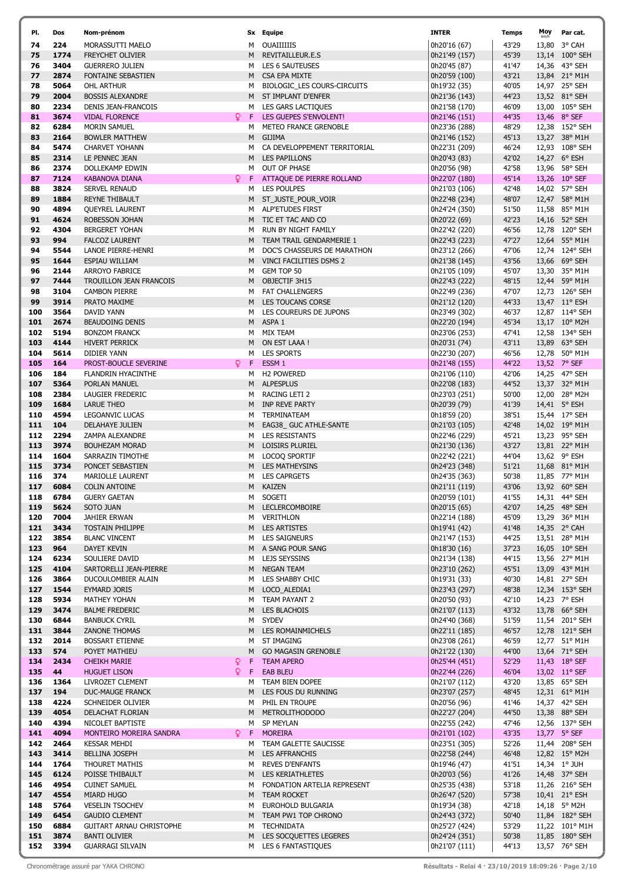| Pl. | Dos | Nom-prénom | Sx | Equipe | INTER | Temps | Moy km/h | Par cat. |
|---|---|---|---|---|---|---|---|---|
| 74 | 224 | MORASSUTTI MAELO | M | OUAIIIIIIS | 0h20'16 (67) | 43'29 | 13,80 | 3° CAH |
| 75 | 1774 | FREYCHET OLIVIER | M | REVITAILLEUR.E.S | 0h21'49 (157) | 45'39 | 13,14 | 100° SEH |
| 76 | 3404 | GUERRERO JULIEN | M | LES 6 SAUTEUSES | 0h20'45 (87) | 41'47 | 14,36 | 43° SEH |
| 77 | 2874 | FONTAINE SEBASTIEN | M | CSA EPA MIXTE | 0h20'59 (100) | 43'21 | 13,84 | 21° M1H |
| 78 | 5064 | OHL ARTHUR | M | BIOLOGIC_LES COURS-CIRCUITS | 0h19'32 (35) | 40'05 | 14,97 | 25° SEH |
| 79 | 2004 | BOSSIS ALEXANDRE | M | ST IMPLANT D'ENFER | 0h21'36 (143) | 44'23 | 13,52 | 81° SEH |
| 80 | 2234 | DENIS JEAN-FRANCOIS | M | LES GARS LACTIQUES | 0h21'58 (170) | 46'09 | 13,00 | 105° SEH |
| 81 | 3674 | VIDAL FLORENCE | F | LES GUEPES S'ENVOLENT! | 0h21'46 (151) | 44'35 | 13,46 | 8° SEF |
| 82 | 6284 | MORIN SAMUEL | M | METEO FRANCE GRENOBLE | 0h23'36 (288) | 48'29 | 12,38 | 152° SEH |
| 83 | 2164 | BOWLER MATTHEW | M | GIJIMA | 0h21'46 (152) | 45'13 | 13,27 | 38° M1H |
| 84 | 5474 | CHARVET YOHANN | M | CA DEVELOPPEMENT TERRITORIAL | 0h22'31 (209) | 46'24 | 12,93 | 108° SEH |
| 85 | 2314 | LE PENNEC JEAN | M | LES PAPILLONS | 0h20'43 (83) | 42'02 | 14,27 | 6° ESH |
| 86 | 2374 | DOLLEKAMP EDWIN | M | OUT OF PHASE | 0h20'56 (98) | 42'58 | 13,96 | 58° SEH |
| 87 | 7124 | KABANOVA DIANA | F | ATTAQUE DE PIERRE ROLLAND | 0h22'07 (180) | 45'14 | 13,26 | 10° SEF |
| 88 | 3824 | SERVEL RENAUD | M | LES POULPES | 0h21'03 (106) | 42'48 | 14,02 | 57° SEH |
| 89 | 1884 | REYNE THIBAULT | M | ST_JUSTE_POUR_VOIR | 0h22'48 (234) | 48'07 | 12,47 | 58° M1H |
| 90 | 4894 | QUEYREL LAURENT | M | ALP'ETUDES FIRST | 0h24'24 (350) | 51'50 | 11,58 | 85° M1H |
| 91 | 4624 | ROBESSON JOHAN | M | TIC ET TAC AND CO | 0h20'22 (69) | 42'23 | 14,16 | 52° SEH |
| 92 | 4304 | BERGERET YOHAN | M | RUN BY NIGHT FAMILY | 0h22'42 (220) | 46'56 | 12,78 | 120° SEH |
| 93 | 994 | FALCOZ LAURENT | M | TEAM TRAIL GENDARMERIE 1 | 0h22'43 (223) | 47'27 | 12,64 | 55° M1H |
| 94 | 5544 | LANOE PIERRE-HENRI | M | DOC'S CHASSEURS DE MARATHON | 0h23'12 (266) | 47'06 | 12,74 | 124° SEH |
| 95 | 1644 | ESPIAU WILLIAM | M | VINCI FACILITIES DSMS 2 | 0h21'38 (145) | 43'56 | 13,66 | 69° SEH |
| 96 | 2144 | ARROYO FABRICE | M | GEM TOP 50 | 0h21'05 (109) | 45'07 | 13,30 | 35° M1H |
| 97 | 7444 | TROUILLON JEAN FRANCOIS | M | OBJECTIF 3H15 | 0h22'43 (222) | 48'15 | 12,44 | 59° M1H |
| 98 | 3104 | CAMBON PIERRE | M | FAT CHALLENGERS | 0h22'49 (236) | 47'07 | 12,73 | 126° SEH |
| 99 | 3914 | PRATO MAXIME | M | LES TOUCANS CORSE | 0h21'12 (120) | 44'33 | 13,47 | 11° ESH |
| 100 | 3564 | DAVID YANN | M | LES COUREURS DE JUPONS | 0h23'49 (302) | 46'37 | 12,87 | 114° SEH |
| 101 | 2674 | BEAUDOING DENIS | M | ASPA 1 | 0h22'20 (194) | 45'34 | 13,17 | 10° M2H |
| 102 | 5194 | BONZOM FRANCK | M | MIX TEAM | 0h23'06 (253) | 47'41 | 12,58 | 134° SEH |
| 103 | 4144 | HIVERT PERRICK | M | ON EST LAAA ! | 0h20'31 (74) | 43'11 | 13,89 | 63° SEH |
| 104 | 5614 | DIDIER YANN | M | LES SPORTS | 0h22'30 (207) | 46'56 | 12,78 | 50° M1H |
| 105 | 164 | PROST-BOUCLE SEVERINE | F | ESSM 1 | 0h21'48 (155) | 44'22 | 13,52 | 7° SEF |
| 106 | 184 | FLANDRIN HYACINTHE | M | H2 POWERED | 0h21'06 (110) | 42'06 | 14,25 | 47° SEH |
| 107 | 5364 | PORLAN MANUEL | M | ALPESPLUS | 0h22'08 (183) | 44'52 | 13,37 | 32° M1H |
| 108 | 2384 | LAUGIER FREDERIC | M | RACING LETI 2 | 0h23'03 (251) | 50'00 | 12,00 | 28° M2H |
| 109 | 1684 | LARUE THEO | M | INP REVE PARTY | 0h20'39 (79) | 41'39 | 14,41 | 5° ESH |
| 110 | 4594 | LEGOANVIC LUCAS | M | TERMINATEAM | 0h18'59 (20) | 38'51 | 15,44 | 17° SEH |
| 111 | 104 | DELAHAYE JULIEN | M | EAG38_ GUC ATHLE-SANTE | 0h21'03 (105) | 42'48 | 14,02 | 19° M1H |
| 112 | 2294 | ZAMPA ALEXANDRE | M | LES RESISTANTS | 0h22'46 (229) | 45'21 | 13,23 | 95° SEH |
| 113 | 3974 | BOUHEZAM MORAD | M | LOISIRS PLURIEL | 0h21'30 (136) | 43'27 | 13,81 | 22° M1H |
| 114 | 1604 | SARRAZIN TIMOTHE | M | LOCOQ SPORTIF | 0h22'42 (221) | 44'04 | 13,62 | 9° ESH |
| 115 | 3734 | PONCET SEBASTIEN | M | LES MATHEYSINS | 0h24'23 (348) | 51'21 | 11,68 | 81° M1H |
| 116 | 374 | MARIOLLE LAURENT | M | LES CAPRGETS | 0h24'35 (363) | 50'38 | 11,85 | 77° M1H |
| 117 | 6084 | COLIN ANTOINE | M | KAIZEN | 0h21'11 (119) | 43'06 | 13,92 | 60° SEH |
| 118 | 6784 | GUERY GAETAN | M | SOGETI | 0h20'59 (101) | 41'55 | 14,31 | 44° SEH |
| 119 | 5624 | SOTO JUAN | M | LECLERCOMBOIRE | 0h20'15 (65) | 42'07 | 14,25 | 48° SEH |
| 120 | 7004 | JAHIER ERWAN | M | VERITHLON | 0h22'14 (188) | 45'09 | 13,29 | 36° M1H |
| 121 | 3434 | TOSTAIN PHILIPPE | M | LES ARTISTES | 0h19'41 (42) | 41'48 | 14,35 | 2° CAH |
| 122 | 3854 | BLANC VINCENT | M | LES SAIGNEURS | 0h21'47 (153) | 44'25 | 13,51 | 28° M1H |
| 123 | 964 | DAYET KEVIN | M | A SANG POUR SANG | 0h18'30 (16) | 37'23 | 16,05 | 10° SEH |
| 124 | 6234 | SOULIERE DAVID | M | LEJS SEYSSINS | 0h21'34 (138) | 44'15 | 13,56 | 27° M1H |
| 125 | 4104 | SARTORELLI JEAN-PIERRE | M | NEGAN TEAM | 0h23'10 (262) | 45'51 | 13,09 | 43° M1H |
| 126 | 3864 | DUCOULOMBIER ALAIN | M | LES SHABBY CHIC | 0h19'31 (33) | 40'30 | 14,81 | 27° SEH |
| 127 | 1544 | EYMARD JORIS | M | LOCO_ALEDIA1 | 0h23'43 (297) | 48'38 | 12,34 | 153° SEH |
| 128 | 5934 | MATHEY YOHAN | M | TEAM PAYANT 2 | 0h20'50 (93) | 42'10 | 14,23 | 7° ESH |
| 129 | 3474 | BALME FREDERIC | M | LES BLACHOIS | 0h21'07 (113) | 43'32 | 13,78 | 66° SEH |
| 130 | 6844 | BANBUCK CYRIL | M | SYDEV | 0h24'40 (368) | 51'59 | 11,54 | 201° SEH |
| 131 | 3844 | ZANONE THOMAS | M | LES ROMAINMICHELS | 0h22'11 (185) | 46'57 | 12,78 | 121° SEH |
| 132 | 2014 | BOSSART ETIENNE | M | ST IMAGING | 0h23'08 (261) | 46'59 | 12,77 | 51° M1H |
| 133 | 574 | POYET MATHIEU | M | GO MAGASIN GRENOBLE | 0h21'22 (130) | 44'00 | 13,64 | 71° SEH |
| 134 | 2434 | CHEIKH MARIE | F | TEAM APERO | 0h25'44 (451) | 52'29 | 11,43 | 18° SEF |
| 135 | 44 | HUGUET LISON | F | EAB BLEU | 0h22'44 (226) | 46'04 | 13,02 | 11° SEF |
| 136 | 1364 | LIVROZET CLEMENT | M | TEAM BIEN DOPEE | 0h21'07 (112) | 43'20 | 13,85 | 65° SEH |
| 137 | 194 | DUC-MAUGE FRANCK | M | LES FOUS DU RUNNING | 0h23'07 (257) | 48'45 | 12,31 | 61° M1H |
| 138 | 4224 | SCHNEIDER OLIVIER | M | PHIL EN TROUPE | 0h20'56 (96) | 41'46 | 14,37 | 42° SEH |
| 139 | 4054 | DELACHAT FLORIAN | M | METROLITHODODO | 0h22'27 (204) | 44'50 | 13,38 | 88° SEH |
| 140 | 4394 | NICOLET BAPTISTE | M | SP MEYLAN | 0h22'55 (242) | 47'46 | 12,56 | 137° SEH |
| 141 | 4094 | MONTEIRO MOREIRA SANDRA | F | MOREIRA | 0h21'01 (102) | 43'35 | 13,77 | 5° SEF |
| 142 | 2464 | KESSAR MEHDI | M | TEAM GALETTE SAUCISSE | 0h23'51 (305) | 52'26 | 11,44 | 208° SEH |
| 143 | 3414 | BELLINA JOSEPH | M | LES AFFRANCHIS | 0h22'58 (244) | 46'48 | 12,82 | 15° M2H |
| 144 | 1764 | THOURET MATHIS | M | REVES D'ENFANTS | 0h19'46 (47) | 41'51 | 14,34 | 1° JUH |
| 145 | 6124 | POISSE THIBAULT | M | LES KERIATHLETES | 0h20'03 (56) | 41'26 | 14,48 | 37° SEH |
| 146 | 4954 | CUINET SAMUEL | M | FONDATION ARTELIA REPRESENT | 0h25'35 (438) | 53'18 | 11,26 | 216° SEH |
| 147 | 4554 | MIARD HUGO | M | TEAM ROCKET | 0h26'47 (520) | 57'38 | 10,41 | 21° ESH |
| 148 | 5764 | VESELIN TSOCHEV | M | EUROHOLD BULGARIA | 0h19'34 (38) | 42'18 | 14,18 | 5° M2H |
| 149 | 6454 | GAUDIO CLEMENT | M | TEAM PW1 TOP CHRONO | 0h24'43 (372) | 50'40 | 11,84 | 182° SEH |
| 150 | 6884 | GUITART ARNAU CHRISTOPHE | M | TECHNIDATA | 0h25'27 (424) | 53'29 | 11,22 | 101° M1H |
| 151 | 3874 | BANTI OLIVIER | M | LES SOCQUETTES LEGERES | 0h24'24 (351) | 50'38 | 11,85 | 180° SEH |
| 152 | 3394 | GUARRAGI SILVAIN | M | LES 6 FANTASTIQUES | 0h21'07 (111) | 44'13 | 13,57 | 76° SEH |

Chronométrage assuré par YAKA CHRONO

Résultats - Relai 4 · 23/10/2019 18:09:26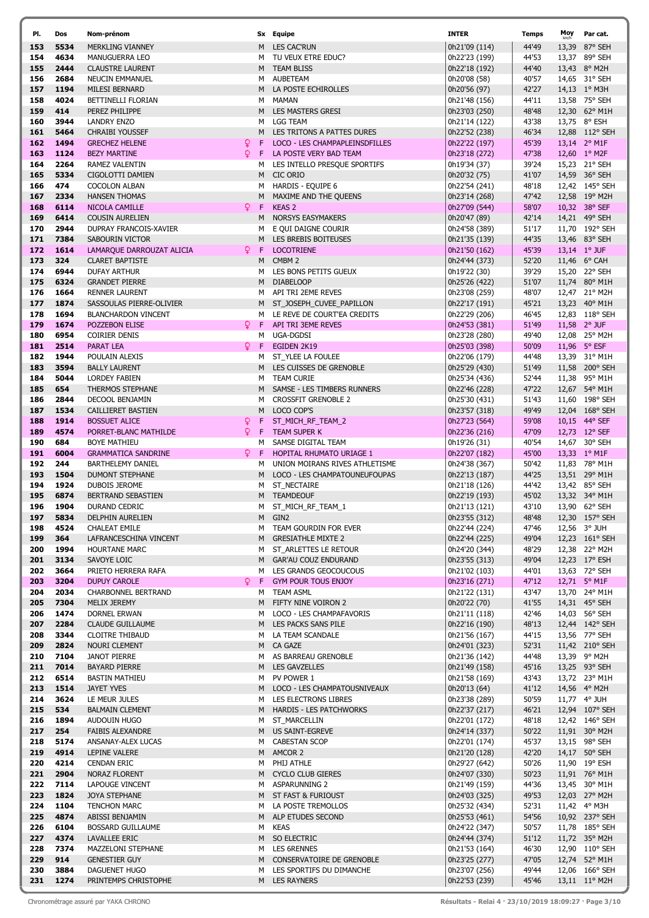| Pl. | Dos | Nom-prénom | | Sx | Equipe | INTER | Temps | Moy km/h | Par cat. |
|---|---|---|---|---|---|---|---|---|---|
| 153 | 5534 | MERKLING VIANNEY | | M | LES CAC'RUN | 0h21'09 (114) | 44'49 | 13,39 | 87° SEH |
| 154 | 4634 | MANUGUERRA LEO | | M | TU VEUX ETRE EDUC? | 0h22'23 (199) | 44'53 | 13,37 | 89° SEH |
| 155 | 2444 | CLAUSTRE LAURENT | | M | TEAM BLISS | 0h22'18 (192) | 44'40 | 13,43 | 8° M2H |
| 156 | 2684 | NEUCIN EMMANUEL | | M | AUBETEAM | 0h20'08 (58) | 40'57 | 14,65 | 31° SEH |
| 157 | 1194 | MILESI BERNARD | | M | LA POSTE ECHIROLLES | 0h20'56 (97) | 42'27 | 14,13 | 1° M3H |
| 158 | 4024 | BETTINELLI FLORIAN | | M | MAMAN | 0h21'48 (156) | 44'11 | 13,58 | 75° SEH |
| 159 | 414 | PEREZ PHILIPPE | | M | LES MASTERS GRESI | 0h23'03 (250) | 48'48 | 12,30 | 62° M1H |
| 160 | 3944 | LANDRY ENZO | | M | LGG TEAM | 0h21'14 (122) | 43'38 | 13,75 | 8° ESH |
| 161 | 5464 | CHRAIBI YOUSSEF | | M | LES TRITONS A PATTES DURES | 0h22'52 (238) | 46'34 | 12,88 | 112° SEH |
| 162 | 1494 | GRECHEZ HELENE | ♀ | F | LOCO - LES CHAMPAPLEINSDFILLES | 0h22'22 (197) | 45'39 | 13,14 | 2° M1F |
| 163 | 1124 | BEZY MARTINE | ♀ | F | LA POSTE VERY BAD TEAM | 0h23'18 (272) | 47'38 | 12,60 | 1° M2F |
| 164 | 2264 | RAMEZ VALENTIN | | M | LES INTELLO PRESQUE SPORTIFS | 0h19'34 (37) | 39'24 | 15,23 | 21° SEH |
| 165 | 5334 | CIGOLOTTI DAMIEN | | M | CIC ORIO | 0h20'32 (75) | 41'07 | 14,59 | 36° SEH |
| 166 | 474 | COCOLON ALBAN | | M | HARDIS - EQUIPE 6 | 0h22'54 (241) | 48'18 | 12,42 | 145° SEH |
| 167 | 2334 | HANSEN THOMAS | | M | MAXIME AND THE QUEENS | 0h23'14 (268) | 47'42 | 12,58 | 19° M2H |
| 168 | 6114 | NICOLA CAMILLE | ♀ | F | KEAS 2 | 0h27'09 (544) | 58'07 | 10,32 | 38° SEF |
| 169 | 6414 | COUSIN AURELIEN | | M | NORSYS EASYMAKERS | 0h20'47 (89) | 42'14 | 14,21 | 49° SEH |
| 170 | 2944 | DUPRAY FRANCOIS-XAVIER | | M | E QUI DAIGNE COURIR | 0h24'58 (389) | 51'17 | 11,70 | 192° SEH |
| 171 | 7384 | SABOURIN VICTOR | | M | LES BREBIS BOITEUSES | 0h21'35 (139) | 44'35 | 13,46 | 83° SEH |
| 172 | 1614 | LAMARQUE DARROUZAT ALICIA | ♀ | F | LOCOTRIENE | 0h21'50 (162) | 45'39 | 13,14 | 1° JUF |
| 173 | 324 | CLARET BAPTISTE | | M | CMBM 2 | 0h24'44 (373) | 52'20 | 11,46 | 6° CAH |
| 174 | 6944 | DUFAY ARTHUR | | M | LES BONS PETITS GUEUX | 0h19'22 (30) | 39'29 | 15,20 | 22° SEH |
| 175 | 6324 | GRANDET PIERRE | | M | DIABELOOP | 0h25'26 (422) | 51'07 | 11,74 | 80° M1H |
| 176 | 1664 | RENNER LAURENT | | M | API TRI 2EME REVES | 0h23'08 (259) | 48'07 | 12,47 | 21° M2H |
| 177 | 1874 | SASSOULAS PIERRE-OLIVIER | | M | ST_JOSEPH_CUVEE_PAPILLON | 0h22'17 (191) | 45'21 | 13,23 | 40° M1H |
| 178 | 1694 | BLANCHARDON VINCENT | | M | LE REVE DE COURT'EA CREDITS | 0h22'29 (206) | 46'45 | 12,83 | 118° SEH |
| 179 | 1674 | POZZEBON ELISE | ♀ | F | API TRI 3EME REVES | 0h24'53 (381) | 51'49 | 11,58 | 2° JUF |
| 180 | 6954 | COIRIER DENIS | | M | UGA-DGDSI | 0h23'28 (280) | 49'40 | 12,08 | 25° M2H |
| 181 | 2514 | PARAT LEA | ♀ | F | EGIDEN 2K19 | 0h25'03 (398) | 50'09 | 11,96 | 5° ESF |
| 182 | 1944 | POULAIN ALEXIS | | M | ST_YLEE LA FOULEE | 0h22'06 (179) | 44'48 | 13,39 | 31° M1H |
| 183 | 3594 | BALLY LAURENT | | M | LES CUISSES DE GRENOBLE | 0h25'29 (430) | 51'49 | 11,58 | 200° SEH |
| 184 | 5044 | LORDEY FABIEN | | M | TEAM CURIE | 0h25'34 (436) | 52'44 | 11,38 | 95° M1H |
| 185 | 654 | THERMOS STEPHANE | | M | SAMSE - LES TIMBERS RUNNERS | 0h22'46 (228) | 47'22 | 12,67 | 54° M1H |
| 186 | 2844 | DECOOL BENJAMIN | | M | CROSSFIT GRENOBLE 2 | 0h25'30 (431) | 51'43 | 11,60 | 198° SEH |
| 187 | 1534 | CAILLIERET BASTIEN | | M | LOCO COP'S | 0h23'57 (318) | 49'49 | 12,04 | 168° SEH |
| 188 | 1914 | BOSSUET ALICE | ♀ | F | ST_MICH_RF_TEAM_2 | 0h27'23 (564) | 59'08 | 10,15 | 44° SEF |
| 189 | 4574 | PORRET-BLANC MATHILDE | ♀ | F | TEAM SUPER K | 0h22'36 (216) | 47'09 | 12,73 | 12° SEF |
| 190 | 684 | BOYE MATHIEU | | M | SAMSE DIGITAL TEAM | 0h19'26 (31) | 40'54 | 14,67 | 30° SEH |
| 191 | 6004 | GRAMMATICA SANDRINE | ♀ | F | HOPITAL RHUMATO URIAGE 1 | 0h22'07 (182) | 45'00 | 13,33 | 1° M1F |
| 192 | 244 | BARTHELEMY DANIEL | | M | UNION MOIRANS RIVES ATHLETISME | 0h24'38 (367) | 50'42 | 11,83 | 78° M1H |
| 193 | 1504 | DUMONT STEPHANE | | M | LOCO - LES CHAMPATOUNEUFOUPAS | 0h22'13 (187) | 44'25 | 13,51 | 29° M1H |
| 194 | 1924 | DUBOIS JEROME | | M | ST_NECTAIRE | 0h21'18 (126) | 44'42 | 13,42 | 85° SEH |
| 195 | 6874 | BERTRAND SEBASTIEN | | M | TEAMDEOUF | 0h22'19 (193) | 45'02 | 13,32 | 34° M1H |
| 196 | 1904 | DURAND CEDRIC | | M | ST_MICH_RF_TEAM_1 | 0h21'13 (121) | 43'10 | 13,90 | 62° SEH |
| 197 | 5834 | DELPHIN AURELIEN | | M | GIN2 | 0h23'55 (312) | 48'48 | 12,30 | 157° SEH |
| 198 | 4524 | CHALEAT EMILE | | M | TEAM GOURDIN FOR EVER | 0h22'44 (224) | 47'46 | 12,56 | 3° JUH |
| 199 | 364 | LAFRANCESCHINA VINCENT | | M | GRESIATHLE MIXTE 2 | 0h22'44 (225) | 49'04 | 12,23 | 161° SEH |
| 200 | 1994 | HOURTANE MARC | | M | ST_ARLETTES LE RETOUR | 0h24'20 (344) | 48'29 | 12,38 | 22° M2H |
| 201 | 3134 | SAVOYE LOIC | | M | GAR'AU COUZ ENDURAND | 0h23'55 (313) | 49'04 | 12,23 | 17° ESH |
| 202 | 3664 | PRIETO HERRERA RAFA | | M | LES GRANDS GEOCOUCOUS | 0h21'02 (103) | 44'01 | 13,63 | 72° SEH |
| 203 | 3204 | DUPUY CAROLE | ♀ | F | GYM POUR TOUS ENJOY | 0h23'16 (271) | 47'12 | 12,71 | 5° M1F |
| 204 | 2034 | CHARBONNEL BERTRAND | | M | TEAM ASML | 0h21'22 (131) | 43'47 | 13,70 | 24° M1H |
| 205 | 7304 | MELIX JEREMY | | M | FIFTY NINE VOIRON 2 | 0h20'22 (70) | 41'55 | 14,31 | 45° SEH |
| 206 | 1474 | DORNEL ERWAN | | M | LOCO - LES CHAMPAFAVORIS | 0h21'11 (118) | 42'46 | 14,03 | 56° SEH |
| 207 | 2284 | CLAUDE GUILLAUME | | M | LES PACKS SANS PILE | 0h22'16 (190) | 48'13 | 12,44 | 142° SEH |
| 208 | 3344 | CLOITRE THIBAUD | | M | LA TEAM SCANDALE | 0h21'56 (167) | 44'15 | 13,56 | 77° SEH |
| 209 | 2824 | NOURI CLEMENT | | M | CA GAZE | 0h24'01 (323) | 52'31 | 11,42 | 210° SEH |
| 210 | 7104 | JANOT PIERRE | | M | AS BARREAU GRENOBLE | 0h21'36 (142) | 44'48 | 13,39 | 9° M2H |
| 211 | 7014 | BAYARD PIERRE | | M | LES GAVZELLES | 0h21'49 (158) | 45'16 | 13,25 | 93° SEH |
| 212 | 6514 | BASTIN MATHIEU | | M | PV POWER 1 | 0h21'58 (169) | 43'43 | 13,72 | 23° M1H |
| 213 | 1514 | JAYET YVES | | M | LOCO - LES CHAMPATOUSNIVEAUX | 0h20'13 (64) | 41'12 | 14,56 | 4° M2H |
| 214 | 3624 | LE MEUR JULES | | M | LES ELECTRONS LIBRES | 0h23'38 (289) | 50'59 | 11,77 | 4° JUH |
| 215 | 534 | BALMAIN CLEMENT | | M | HARDIS - LES PATCHWORKS | 0h22'37 (217) | 46'21 | 12,94 | 107° SEH |
| 216 | 1894 | AUDOUIN HUGO | | M | ST_MARCELLIN | 0h22'01 (172) | 48'18 | 12,42 | 146° SEH |
| 217 | 254 | FAIBIS ALEXANDRE | | M | US SAINT-EGREVE | 0h24'14 (337) | 50'22 | 11,91 | 30° M2H |
| 218 | 5174 | ANSANAY-ALEX LUCAS | | M | CABESTAN SCOP | 0h22'01 (174) | 45'37 | 13,15 | 98° SEH |
| 219 | 4914 | LEPINE VALERE | | M | AMCOR 2 | 0h21'20 (128) | 42'20 | 14,17 | 50° SEH |
| 220 | 4214 | CENDAN ERIC | | M | PHIJ ATHLE | 0h29'27 (642) | 50'26 | 11,90 | 19° ESH |
| 221 | 2904 | NORAZ FLORENT | | M | CYCLO CLUB GIERES | 0h24'07 (330) | 50'23 | 11,91 | 76° M1H |
| 222 | 7114 | LAPOUGE VINCENT | | M | ASPARUNNING 2 | 0h21'49 (159) | 44'36 | 13,45 | 30° M1H |
| 223 | 1824 | JOYA STEPHANE | | M | ST FAST & FURIOUST | 0h24'03 (325) | 49'53 | 12,03 | 27° M2H |
| 224 | 1104 | TENCHON MARC | | M | LA POSTE TREMOLLOS | 0h25'32 (434) | 52'31 | 11,42 | 4° M3H |
| 225 | 4874 | ABISSI BENJAMIN | | M | ALP ETUDES SECOND | 0h25'53 (461) | 54'56 | 10,92 | 237° SEH |
| 226 | 6104 | BOSSARD GUILLAUME | | M | KEAS | 0h24'22 (347) | 50'57 | 11,78 | 185° SEH |
| 227 | 4374 | LAVALLEE ERIC | | M | SO ELECTRIC | 0h24'44 (374) | 51'12 | 11,72 | 35° M2H |
| 228 | 7374 | MAZZELONI STEPHANE | | M | LES 6RENNES | 0h21'53 (164) | 46'30 | 12,90 | 110° SEH |
| 229 | 914 | GENESTIER GUY | | M | CONSERVATOIRE DE GRENOBLE | 0h23'25 (277) | 47'05 | 12,74 | 52° M1H |
| 230 | 3884 | DAGUENET HUGO | | M | LES SPORTIFS DU DIMANCHE | 0h23'07 (256) | 49'44 | 12,06 | 166° SEH |
| 231 | 1274 | PRINTEMPS CHRISTOPHE | | M | LES RAYNERS | 0h22'53 (239) | 45'46 | 13,11 | 11° M2H |

Chronométrage assuré par YAKA CHRONO — Résultats - Relai 4 · 23/10/2019 18:09:27 · Page 3/10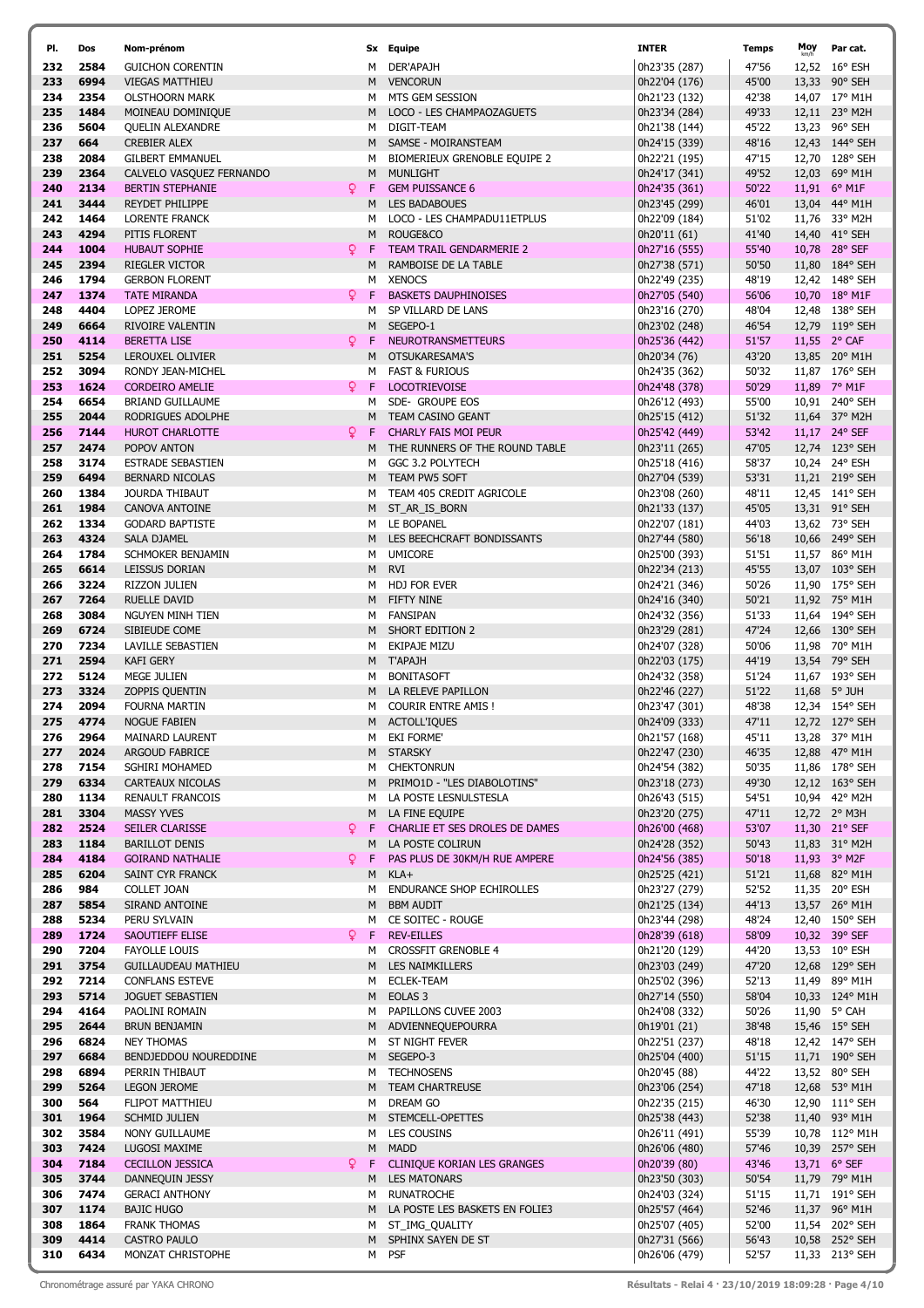| Pl. | Dos | Nom-prénom | Sx | Equipe | INTER | Temps | Moy km/h | Par cat. |
|---|---|---|---|---|---|---|---|---|
| 232 | 2584 | GUICHON CORENTIN | M | DER'APAJH | 0h23'35 (287) | 47'56 | 12,52 | 16° ESH |
| 233 | 6994 | VIEGAS MATTHIEU | M | VENCORUN | 0h22'04 (176) | 45'00 | 13,33 | 90° SEH |
| 234 | 2354 | OLSTHOORN MARK | M | MTS GEM SESSION | 0h21'23 (132) | 42'38 | 14,07 | 17° M1H |
| 235 | 1484 | MOINEAU DOMINIQUE | M | LOCO - LES CHAMPAOZAGUETS | 0h23'34 (284) | 49'33 | 12,11 | 23° M2H |
| 236 | 5604 | QUELIN ALEXANDRE | M | DIGIT-TEAM | 0h21'38 (144) | 45'22 | 13,23 | 96° SEH |
| 237 | 664 | CREBIER ALEX | M | SAMSE - MOIRANSTEAM | 0h24'15 (339) | 48'16 | 12,43 | 144° SEH |
| 238 | 2084 | GILBERT EMMANUEL | M | BIOMERIEUX GRENOBLE EQUIPE 2 | 0h22'21 (195) | 47'15 | 12,70 | 128° SEH |
| 239 | 2364 | CALVELO VASQUEZ FERNANDO | M | MUNLIGHT | 0h24'17 (341) | 49'52 | 12,03 | 69° M1H |
| 240 | 2134 | BERTIN STEPHANIE | F | GEM PUISSANCE 6 | 0h24'35 (361) | 50'22 | 11,91 | 6° M1F |
| 241 | 3444 | REYDET PHILIPPE | M | LES BADABOUES | 0h23'45 (299) | 46'01 | 13,04 | 44° M1H |
| 242 | 1464 | LORENTE FRANCK | M | LOCO - LES CHAMPADU11ETPLUS | 0h22'09 (184) | 51'02 | 11,76 | 33° M2H |
| 243 | 4294 | PITIS FLORENT | M | ROUGE&CO | 0h20'11 (61) | 41'40 | 14,40 | 41° SEH |
| 244 | 1004 | HUBAUT SOPHIE | F | TEAM TRAIL GENDARMERIE 2 | 0h27'16 (555) | 55'40 | 10,78 | 28° SEF |
| 245 | 2394 | RIEGLER VICTOR | M | RAMBOISE DE LA TABLE | 0h27'38 (571) | 50'50 | 11,80 | 184° SEH |
| 246 | 1794 | GERBON FLORENT | M | XENOCS | 0h22'49 (235) | 48'19 | 12,42 | 148° SEH |
| 247 | 1374 | TATE MIRANDA | F | BASKETS DAUPHINOISES | 0h27'05 (540) | 56'06 | 10,70 | 18° M1F |
| 248 | 4404 | LOPEZ JEROME | M | SP VILLARD DE LANS | 0h23'16 (270) | 48'04 | 12,48 | 138° SEH |
| 249 | 6664 | RIVOIRE VALENTIN | M | SEGEPO-1 | 0h23'02 (248) | 46'54 | 12,79 | 119° SEH |
| 250 | 4114 | BERETTA LISE | F | NEUROTRANSMETTEURS | 0h25'36 (442) | 51'57 | 11,55 | 2° CAF |
| 251 | 5254 | LEROUXEL OLIVIER | M | OTSUKARESAMA'S | 0h20'34 (76) | 43'20 | 13,85 | 20° M1H |
| 252 | 3094 | RONDY JEAN-MICHEL | M | FAST & FURIOUS | 0h24'35 (362) | 50'32 | 11,87 | 176° SEH |
| 253 | 1624 | CORDEIRO AMELIE | F | LOCOTRIEVOISE | 0h24'48 (378) | 50'29 | 11,89 | 7° M1F |
| 254 | 6654 | BRIAND GUILLAUME | M | SDE- GROUPE EOS | 0h26'12 (493) | 55'00 | 10,91 | 240° SEH |
| 255 | 2044 | RODRIGUES ADOLPHE | M | TEAM CASINO GEANT | 0h25'15 (412) | 51'32 | 11,64 | 37° M2H |
| 256 | 7144 | HUROT CHARLOTTE | F | CHARLY FAIS MOI PEUR | 0h25'42 (449) | 53'42 | 11,17 | 24° SEF |
| 257 | 2474 | POPOV ANTON | M | THE RUNNERS OF THE ROUND TABLE | 0h23'11 (265) | 47'05 | 12,74 | 123° SEH |
| 258 | 3174 | ESTRADE SEBASTIEN | M | GGC 3.2 POLYTECH | 0h25'18 (416) | 58'37 | 10,24 | 24° ESH |
| 259 | 6494 | BERNARD NICOLAS | M | TEAM PW5 SOFT | 0h27'04 (539) | 53'31 | 11,21 | 219° SEH |
| 260 | 1384 | JOURDA THIBAUT | M | TEAM 405 CREDIT AGRICOLE | 0h23'08 (260) | 48'11 | 12,45 | 141° SEH |
| 261 | 1984 | CANOVA ANTOINE | M | ST_AR_IS_BORN | 0h21'33 (137) | 45'05 | 13,31 | 91° SEH |
| 262 | 1334 | GODARD BAPTISTE | M | LE BOPANEL | 0h22'07 (181) | 44'03 | 13,62 | 73° SEH |
| 263 | 4324 | SALA DJAMEL | M | LES BEECHCRAFT BONDISSANTS | 0h27'44 (580) | 56'18 | 10,66 | 249° SEH |
| 264 | 1784 | SCHMOKER BENJAMIN | M | UMICORE | 0h25'00 (393) | 51'51 | 11,57 | 86° M1H |
| 265 | 6614 | LEISSUS DORIAN | M | RVI | 0h22'34 (213) | 45'55 | 13,07 | 103° SEH |
| 266 | 3224 | RIZZON JULIEN | M | HDJ FOR EVER | 0h24'21 (346) | 50'26 | 11,90 | 175° SEH |
| 267 | 7264 | RUELLE DAVID | M | FIFTY NINE | 0h24'16 (340) | 50'21 | 11,92 | 75° M1H |
| 268 | 3084 | NGUYEN MINH TIEN | M | FANSIPAN | 0h24'32 (356) | 51'33 | 11,64 | 194° SEH |
| 269 | 6724 | SIBIEUDE COME | M | SHORT EDITION 2 | 0h23'29 (281) | 47'24 | 12,66 | 130° SEH |
| 270 | 7234 | LAVILLE SEBASTIEN | M | EKIPAJE MIZU | 0h24'07 (328) | 50'06 | 11,98 | 70° M1H |
| 271 | 2594 | KAFI GERY | M | T'APAJH | 0h22'03 (175) | 44'19 | 13,54 | 79° SEH |
| 272 | 5124 | MEGE JULIEN | M | BONITASOFT | 0h24'32 (358) | 51'24 | 11,67 | 193° SEH |
| 273 | 3324 | ZOPPIS QUENTIN | M | LA RELEVE PAPILLON | 0h22'46 (227) | 51'22 | 11,68 | 5° JUH |
| 274 | 2094 | FOURNA MARTIN | M | COURIR ENTRE AMIS ! | 0h23'47 (301) | 48'38 | 12,34 | 154° SEH |
| 275 | 4774 | NOGUE FABIEN | M | ACTOLL'IQUES | 0h24'09 (333) | 47'11 | 12,72 | 127° SEH |
| 276 | 2964 | MAINARD LAURENT | M | EKI FORME' | 0h21'57 (168) | 45'11 | 13,28 | 37° M1H |
| 277 | 2024 | ARGOUD FABRICE | M | STARSKY | 0h22'47 (230) | 46'35 | 12,88 | 47° M1H |
| 278 | 7154 | SGHIRI MOHAMED | M | CHEKTONRUN | 0h24'54 (382) | 50'35 | 11,86 | 178° SEH |
| 279 | 6334 | CARTEAUX NICOLAS | M | PRIMO1D - "LES DIABOLOTINS" | 0h23'18 (273) | 49'30 | 12,12 | 163° SEH |
| 280 | 1134 | RENAULT FRANCOIS | M | LA POSTE LESNULSTESLA | 0h26'43 (515) | 54'51 | 10,94 | 42° M2H |
| 281 | 3304 | MASSY YVES | M | LA FINE EQUIPE | 0h23'20 (275) | 47'11 | 12,72 | 2° M3H |
| 282 | 2524 | SEILER CLARISSE | F | CHARLIE ET SES DROLES DE DAMES | 0h26'00 (468) | 53'07 | 11,30 | 21° SEF |
| 283 | 1184 | BARILLOT DENIS | M | LA POSTE COLIRUN | 0h24'28 (352) | 50'43 | 11,83 | 31° M2H |
| 284 | 4184 | GOIRAND NATHALIE | F | PAS PLUS DE 30KM/H RUE AMPERE | 0h24'56 (385) | 50'18 | 11,93 | 3° M2F |
| 285 | 6204 | SAINT CYR FRANCK | M | KLA+ | 0h25'25 (421) | 51'21 | 11,68 | 82° M1H |
| 286 | 984 | COLLET JOAN | M | ENDURANCE SHOP ECHIROLLES | 0h23'27 (279) | 52'52 | 11,35 | 20° ESH |
| 287 | 5854 | SIRAND ANTOINE | M | BBM AUDIT | 0h21'25 (134) | 44'13 | 13,57 | 26° M1H |
| 288 | 5234 | PERU SYLVAIN | M | CE SOITEC - ROUGE | 0h23'44 (298) | 48'24 | 12,40 | 150° SEH |
| 289 | 1724 | SAOUTIEFF ELISE | F | REV-EILLES | 0h28'39 (618) | 58'09 | 10,32 | 39° SEF |
| 290 | 7204 | FAYOLLE LOUIS | M | CROSSFIT GRENOBLE 4 | 0h21'20 (129) | 44'20 | 13,53 | 10° ESH |
| 291 | 3754 | GUILLAUDEAU MATHIEU | M | LES NAIMKILLERS | 0h23'03 (249) | 47'20 | 12,68 | 129° SEH |
| 292 | 7214 | CONFLANS ESTEVE | M | ECLEK-TEAM | 0h25'02 (396) | 52'13 | 11,49 | 89° M1H |
| 293 | 5714 | JOGUET SEBASTIEN | M | EOLAS 3 | 0h27'14 (550) | 58'04 | 10,33 | 124° M1H |
| 294 | 4164 | PAOLINI ROMAIN | M | PAPILLONS CUVEE 2003 | 0h24'08 (332) | 50'26 | 11,90 | 5° CAH |
| 295 | 2644 | BRUN BENJAMIN | M | ADVIENNEQUEPOURRA | 0h19'01 (21) | 38'48 | 15,46 | 15° SEH |
| 296 | 6824 | NEY THOMAS | M | ST NIGHT FEVER | 0h22'51 (237) | 48'18 | 12,42 | 147° SEH |
| 297 | 6684 | BENDJEDDOU NOUREDDINE | M | SEGEPO-3 | 0h25'04 (400) | 51'15 | 11,71 | 190° SEH |
| 298 | 6894 | PERRIN THIBAUT | M | TECHNOSENS | 0h20'45 (88) | 44'22 | 13,52 | 80° SEH |
| 299 | 5264 | LEGON JEROME | M | TEAM CHARTREUSE | 0h23'06 (254) | 47'18 | 12,68 | 53° M1H |
| 300 | 564 | FLIPOT MATTHIEU | M | DREAM GO | 0h22'35 (215) | 46'30 | 12,90 | 111° SEH |
| 301 | 1964 | SCHMID JULIEN | M | STEMCELL-OPETTES | 0h25'38 (443) | 52'38 | 11,40 | 93° M1H |
| 302 | 3584 | NONY GUILLAUME | M | LES COUSINS | 0h26'11 (491) | 55'39 | 10,78 | 112° M1H |
| 303 | 7424 | LUGOSI MAXIME | M | MADD | 0h26'06 (480) | 57'46 | 10,39 | 257° SEH |
| 304 | 7184 | CECILLON JESSICA | F | CLINIQUE KORIAN LES GRANGES | 0h20'39 (80) | 43'46 | 13,71 | 6° SEF |
| 305 | 3744 | DANNEQUIN JESSY | M | LES MATONARS | 0h23'50 (303) | 50'54 | 11,79 | 79° M1H |
| 306 | 7474 | GERACI ANTHONY | M | RUNATROCHE | 0h24'03 (324) | 51'15 | 11,71 | 191° SEH |
| 307 | 1174 | BAJIC HUGO | M | LA POSTE LES BASKETS EN FOLIE3 | 0h25'57 (464) | 52'46 | 11,37 | 96° M1H |
| 308 | 1864 | FRANK THOMAS | M | ST_IMG_QUALITY | 0h25'07 (405) | 52'00 | 11,54 | 202° SEH |
| 309 | 4414 | CASTRO PAULO | M | SPHINX SAYEN DE ST | 0h27'31 (566) | 56'43 | 10,58 | 252° SEH |
| 310 | 6434 | MONZAT CHRISTOPHE | M | PSF | 0h26'06 (479) | 52'57 | 11,33 | 213° SEH |

Chronométrage assuré par YAKA CHRONO

Résultats - Relai 4 · 23/10/2019 18:09:28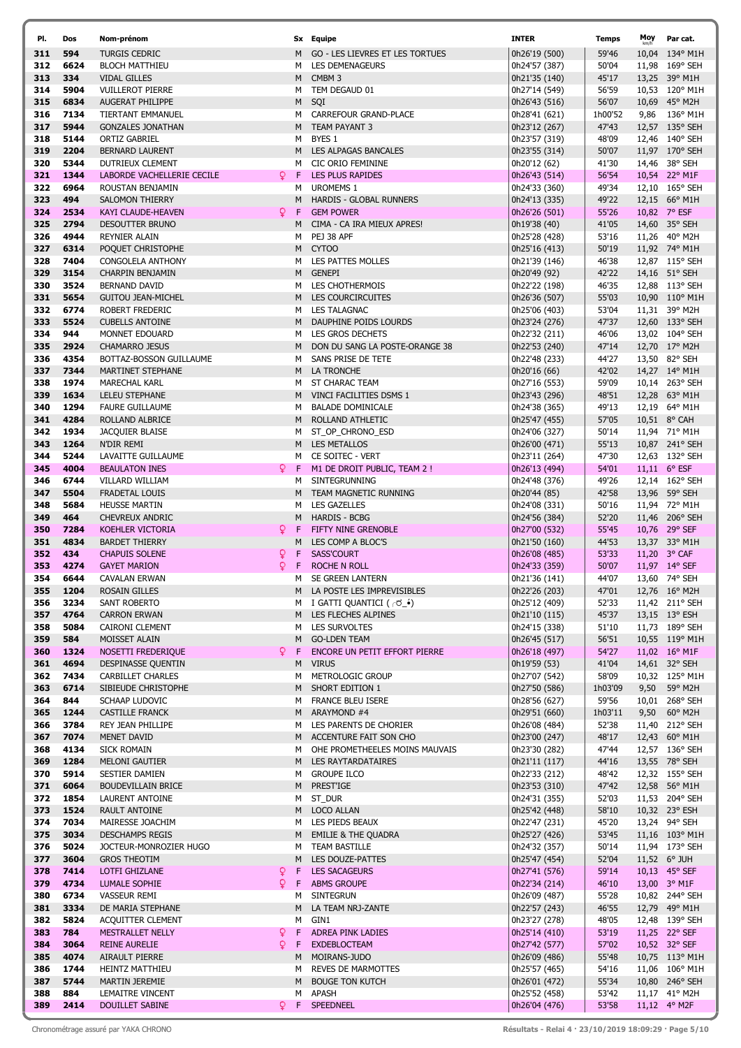| Pl. | Dos | Nom-prénom | Sx | Equipe | INTER | Temps | Moy km/h | Par cat. |
|---|---|---|---|---|---|---|---|---|
| 311 | 594 | TURGIS CEDRIC | M | GO - LES LIEVRES ET LES TORTUES | 0h26'19 (500) | 59'46 | 10,04 | 134° M1H |
| 312 | 6624 | BLOCH MATTHIEU | M | LES DEMENAGEURS | 0h24'57 (387) | 50'04 | 11,98 | 169° SEH |
| 313 | 334 | VIDAL GILLES | M | CMBM 3 | 0h21'35 (140) | 45'17 | 13,25 | 39° M1H |
| 314 | 5904 | VUILLEROT PIERRE | M | TEM DEGAUD 01 | 0h27'14 (549) | 56'59 | 10,53 | 120° M1H |
| 315 | 6834 | AUGERAT PHILIPPE | M | SQI | 0h26'43 (516) | 56'07 | 10,69 | 45° M2H |
| 316 | 7134 | TIERTANT EMMANUEL | M | CARREFOUR GRAND-PLACE | 0h28'41 (621) | 1h00'52 | 9,86 | 136° M1H |
| 317 | 5944 | GONZALES JONATHAN | M | TEAM PAYANT 3 | 0h23'12 (267) | 47'43 | 12,57 | 135° SEH |
| 318 | 5144 | ORTIZ GABRIEL | M | BYES 1 | 0h23'57 (319) | 48'09 | 12,46 | 140° SEH |
| 319 | 2204 | BERNARD LAURENT | M | LES ALPAGAS BANCALES | 0h23'55 (314) | 50'07 | 11,97 | 170° SEH |
| 320 | 5344 | DUTRIEUX CLEMENT | M | CIC ORIO FEMININE | 0h20'12 (62) | 41'30 | 14,46 | 38° SEH |
| 321 | 1344 | LABORDE VACHELLERIE CECILE | F | LES PLUS RAPIDES | 0h26'43 (514) | 56'54 | 10,54 | 22° M1F |
| 322 | 6964 | ROUSTAN BENJAMIN | M | UROMEMS 1 | 0h24'33 (360) | 49'34 | 12,10 | 165° SEH |
| 323 | 494 | SALOMON THIERRY | M | HARDIS - GLOBAL RUNNERS | 0h24'13 (335) | 49'22 | 12,15 | 66° M1H |
| 324 | 2534 | KAYI CLAUDE-HEAVEN | F | GEM POWER | 0h26'26 (501) | 55'26 | 10,82 | 7° ESF |
| 325 | 2794 | DESOUTTER BRUNO | M | CIMA - CA IRA MIEUX APRES! | 0h19'38 (40) | 41'05 | 14,60 | 35° SEH |
| 326 | 4944 | REYNIER ALAIN | M | PEJ 38 APF | 0h25'28 (428) | 53'16 | 11,26 | 40° M2H |
| 327 | 6314 | POQUET CHRISTOPHE | M | CYTOO | 0h25'16 (413) | 50'19 | 11,92 | 74° M1H |
| 328 | 7404 | CONGOLELA ANTHONY | M | LES PATTES MOLLES | 0h21'39 (146) | 46'38 | 12,87 | 115° SEH |
| 329 | 3154 | CHARPIN BENJAMIN | M | GENEPI | 0h20'49 (92) | 42'22 | 14,16 | 51° SEH |
| 330 | 3524 | BERNAND DAVID | M | LES CHOTHERMOIS | 0h22'22 (198) | 46'35 | 12,88 | 113° SEH |
| 331 | 5654 | GUITOU JEAN-MICHEL | M | LES COURCIRCUITES | 0h26'36 (507) | 55'03 | 10,90 | 110° M1H |
| 332 | 6774 | ROBERT FREDERIC | M | LES TALAGNAC | 0h25'06 (403) | 53'04 | 11,31 | 39° M2H |
| 333 | 5524 | CUBELLS ANTOINE | M | DAUPHINE POIDS LOURDS | 0h23'24 (276) | 47'37 | 12,60 | 133° SEH |
| 334 | 944 | MONNET EDOUARD | M | LES GROS DECHETS | 0h22'32 (211) | 46'06 | 13,02 | 104° SEH |
| 335 | 2924 | CHAMARRO JESUS | M | DON DU SANG LA POSTE-ORANGE 38 | 0h22'53 (240) | 47'14 | 12,70 | 17° M2H |
| 336 | 4354 | BOTTAZ-BOSSON GUILLAUME | M | SANS PRISE DE TETE | 0h22'48 (233) | 44'27 | 13,50 | 82° SEH |
| 337 | 7344 | MARTINET STEPHANE | M | LA TRONCHE | 0h20'16 (66) | 42'02 | 14,27 | 14° M1H |
| 338 | 1974 | MARECHAL KARL | M | ST CHARAC TEAM | 0h27'16 (553) | 59'09 | 10,14 | 263° SEH |
| 339 | 1634 | LELEU STEPHANE | M | VINCI FACILITIES DSMS 1 | 0h23'43 (296) | 48'51 | 12,28 | 63° M1H |
| 340 | 1294 | FAURE GUILLAUME | M | BALADE DOMINICALE | 0h24'38 (365) | 49'13 | 12,19 | 64° M1H |
| 341 | 4284 | ROLLAND ALBRICE | M | ROLLAND ATHLETIC | 0h25'47 (455) | 57'05 | 10,51 | 8° CAH |
| 342 | 1934 | JACQUIER BLAISE | M | ST_OP_CHRONO_ESD | 0h24'06 (327) | 50'14 | 11,94 | 71° M1H |
| 343 | 1264 | N'DIR REMI | M | LES METALLOS | 0h26'00 (471) | 55'13 | 10,87 | 241° SEH |
| 344 | 5244 | LAVAITTE GUILLAUME | M | CE SOITEC - VERT | 0h23'11 (264) | 47'30 | 12,63 | 132° SEH |
| 345 | 4004 | BEAULATON INES | F | M1 DE DROIT PUBLIC, TEAM 2 ! | 0h26'13 (494) | 54'01 | 11,11 | 6° ESF |
| 346 | 6744 | VILLARD WILLIAM | M | SINTEGRUNNING | 0h24'48 (376) | 49'26 | 12,14 | 162° SEH |
| 347 | 5504 | FRADETAL LOUIS | M | TEAM MAGNETIC RUNNING | 0h20'44 (85) | 42'58 | 13,96 | 59° SEH |
| 348 | 5684 | HEUSSE MARTIN | M | LES GAZELLES | 0h24'08 (331) | 50'16 | 11,94 | 72° M1H |
| 349 | 464 | CHEVREUX ANDRIC | M | HARDIS - BCBG | 0h24'56 (384) | 52'20 | 11,46 | 206° SEH |
| 350 | 7284 | KOEHLER VICTORIA | F | FIFTY NINE GRENOBLE | 0h27'00 (532) | 55'45 | 10,76 | 29° SEF |
| 351 | 4834 | BARDET THIERRY | M | LES COMP A BLOC'S | 0h21'50 (160) | 44'53 | 13,37 | 33° M1H |
| 352 | 434 | CHAPUIS SOLENE | F | SASS'COURT | 0h26'08 (485) | 53'33 | 11,20 | 3° CAF |
| 353 | 4274 | GAYET MARION | F | ROCHE N ROLL | 0h24'33 (359) | 50'07 | 11,97 | 14° SEF |
| 354 | 6644 | CAVALAN ERWAN | M | SE GREEN LANTERN | 0h21'36 (141) | 44'07 | 13,60 | 74° SEH |
| 355 | 1204 | ROSAIN GILLES | M | LA POSTE LES IMPREVISIBLES | 0h22'26 (203) | 47'01 | 12,76 | 16° M2H |
| 356 | 3234 | SANT ROBERTO | M | I GATTI QUANTICI ( ͡◉ ͜ʖ ͡◉) | 0h25'12 (409) | 52'33 | 11,42 | 211° SEH |
| 357 | 4764 | CARRON ERWAN | M | LES FLECHES ALPINES | 0h21'10 (115) | 45'37 | 13,15 | 13° ESH |
| 358 | 5084 | CAIRONI CLEMENT | M | LES SURVOLTES | 0h24'15 (338) | 51'10 | 11,73 | 189° SEH |
| 359 | 584 | MOISSET ALAIN | M | GO-LDEN TEAM | 0h26'45 (517) | 56'51 | 10,55 | 119° M1H |
| 360 | 1324 | NOSETTI FREDERIQUE | F | ENCORE UN PETIT EFFORT PIERRE | 0h26'18 (497) | 54'27 | 11,02 | 16° M1F |
| 361 | 4694 | DESPINASSE QUENTIN | M | VIRUS | 0h19'59 (53) | 41'04 | 14,61 | 32° SEH |
| 362 | 7434 | CARBILLET CHARLES | M | METROLOGIC GROUP | 0h27'07 (542) | 58'09 | 10,32 | 125° M1H |
| 363 | 6714 | SIBIEUDE CHRISTOPHE | M | SHORT EDITION 1 | 0h27'50 (586) | 1h03'09 | 9,50 | 59° M2H |
| 364 | 844 | SCHAAP LUDOVIC | M | FRANCE BLEU ISERE | 0h28'56 (627) | 59'56 | 10,01 | 268° SEH |
| 365 | 1244 | CASTILLE FRANCK | M | ARAYMOND #4 | 0h29'51 (660) | 1h03'11 | 9,50 | 60° M2H |
| 366 | 3784 | REY JEAN PHILLIPE | M | LES PARENTS DE CHORIER | 0h26'08 (484) | 52'38 | 11,40 | 212° SEH |
| 367 | 7074 | MENET DAVID | M | ACCENTURE FAIT SON CHO | 0h23'00 (247) | 48'17 | 12,43 | 60° M1H |
| 368 | 4134 | SICK ROMAIN | M | OHE PROMETHEELES MOINS MAUVAIS | 0h23'30 (282) | 47'44 | 12,57 | 136° SEH |
| 369 | 1284 | MELONI GAUTIER | M | LES RAYTARDATAIRES | 0h21'11 (117) | 44'16 | 13,55 | 78° SEH |
| 370 | 5914 | SESTIER DAMIEN | M | GROUPE ILCO | 0h22'33 (212) | 48'42 | 12,32 | 155° SEH |
| 371 | 6064 | BOUDEVILLAIN BRICE | M | PREST'IGE | 0h23'53 (310) | 47'42 | 12,58 | 56° M1H |
| 372 | 1854 | LAURENT ANTOINE | M | ST_DUR | 0h24'31 (355) | 52'03 | 11,53 | 204° SEH |
| 373 | 1524 | RAULT ANTOINE | M | LOCO ALLAN | 0h25'42 (448) | 58'10 | 10,32 | 23° ESH |
| 374 | 7034 | MAIRESSE JOACHIM | M | LES PIEDS BEAUX | 0h22'47 (231) | 45'20 | 13,24 | 94° SEH |
| 375 | 3034 | DESCHAMPS REGIS | M | EMILIE & THE QUADRA | 0h25'27 (426) | 53'45 | 11,16 | 103° M1H |
| 376 | 5024 | JOCTEUR-MONROZIER HUGO | M | TEAM BASTILLE | 0h24'32 (357) | 50'14 | 11,94 | 173° SEH |
| 377 | 3604 | GROS THEOTIM | M | LES DOUZE-PATTES | 0h25'47 (454) | 52'04 | 11,52 | 6° JUH |
| 378 | 7414 | LOTFI GHIZLANE | F | LES SACAGEURS | 0h27'41 (576) | 59'14 | 10,13 | 45° SEF |
| 379 | 4734 | LUMALE SOPHIE | F | ABMS GROUPE | 0h22'34 (214) | 46'10 | 13,00 | 3° M1F |
| 380 | 6734 | VASSEUR REMI | M | SINTEGRUN | 0h26'09 (487) | 55'28 | 10,82 | 244° SEH |
| 381 | 3334 | DE MARIA STEPHANE | M | LA TEAM NRJ-ZANTE | 0h22'57 (243) | 46'55 | 12,79 | 49° M1H |
| 382 | 5824 | ACQUITTER CLEMENT | M | GIN1 | 0h23'27 (278) | 48'05 | 12,48 | 139° SEH |
| 383 | 784 | MESTRALLET NELLY | F | ADREA PINK LADIES | 0h25'14 (410) | 53'19 | 11,25 | 22° SEF |
| 384 | 3064 | REINE AURELIE | F | EXDEBLOCTEAM | 0h27'42 (577) | 57'02 | 10,52 | 32° SEF |
| 385 | 4074 | AIRAULT PIERRE | M | MOIRANS-JUDO | 0h26'09 (486) | 55'48 | 10,75 | 113° M1H |
| 386 | 1744 | HEINTZ MATTHIEU | M | REVES DE MARMOTTES | 0h25'57 (465) | 54'16 | 11,06 | 106° M1H |
| 387 | 5744 | MARTIN JEREMIE | M | BOUGE TON KUTCH | 0h26'01 (472) | 55'34 | 10,80 | 246° SEH |
| 388 | 884 | LEMAITRE VINCENT | M | APASH | 0h25'52 (458) | 53'42 | 11,17 | 41° M2H |
| 389 | 2414 | DOUILLET SABINE | F | SPEEDNEEL | 0h26'04 (476) | 53'58 | 11,12 | 4° M2F |

Chronométrage assuré par YAKA CHRONO

Résultats - Relai 4 · 23/10/2019 18:09:29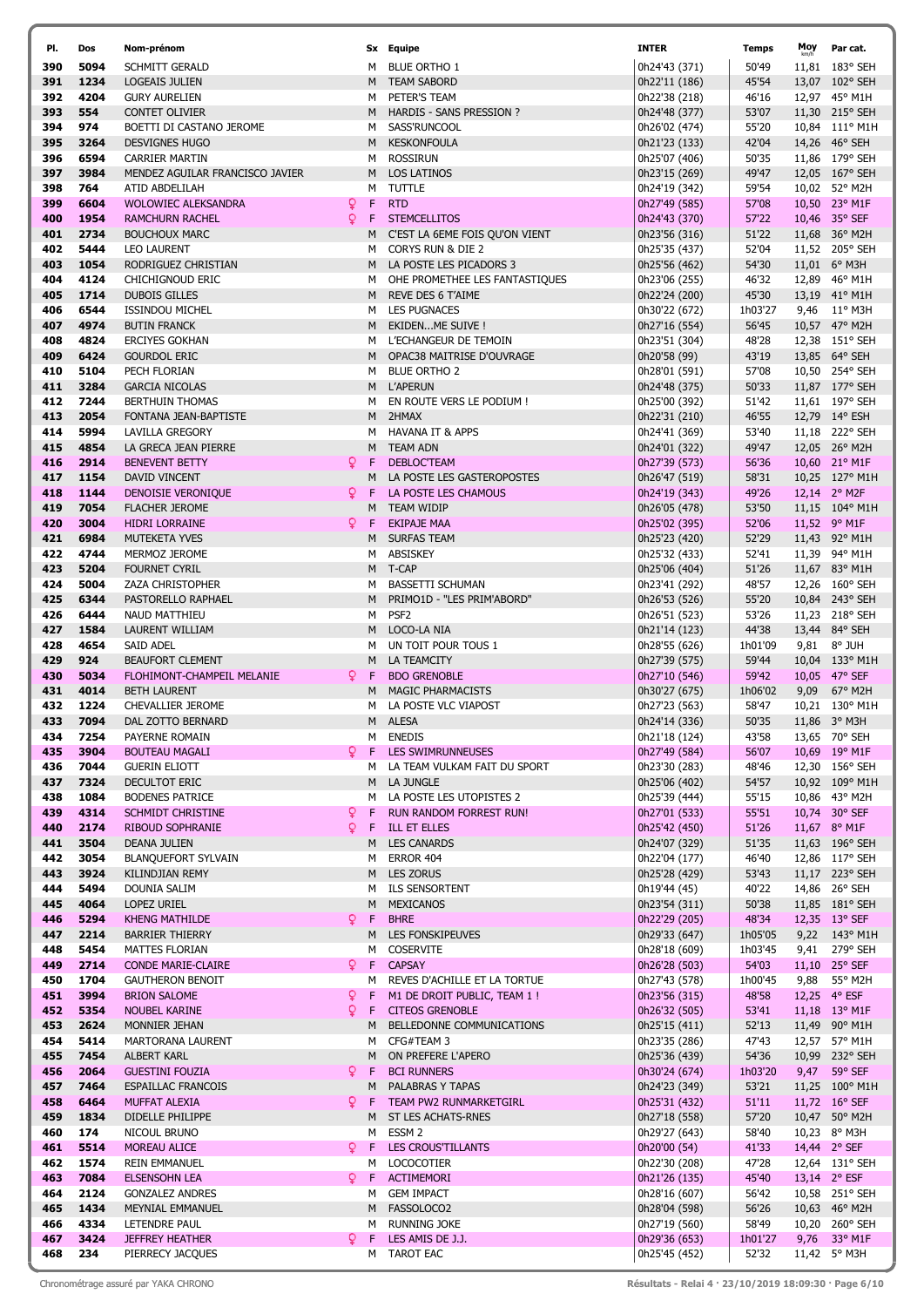| Pl. | Dos | Nom-prénom | Sx | Equipe | INTER | Temps | Moy km/h | Par cat. |
|---|---|---|---|---|---|---|---|---|
| 390 | 5094 | SCHMITT GERALD | M | BLUE ORTHO 1 | 0h24'43 (371) | 50'49 | 11,81 | 183° SEH |
| 391 | 1234 | LOGEAIS JULIEN | M | TEAM SABORD | 0h22'11 (186) | 45'54 | 13,07 | 102° SEH |
| 392 | 4204 | GURY AURELIEN | M | PETER'S TEAM | 0h22'38 (218) | 46'16 | 12,97 | 45° M1H |
| 393 | 554 | CONTET OLIVIER | M | HARDIS - SANS PRESSION ? | 0h24'48 (377) | 53'07 | 11,30 | 215° SEH |
| 394 | 974 | BOETTI DI CASTANO JEROME | M | SASS'RUNCOOL | 0h26'02 (474) | 55'20 | 10,84 | 111° M1H |
| 395 | 3264 | DESVIGNES HUGO | M | KESKONFOULA | 0h21'23 (133) | 42'04 | 14,26 | 46° SEH |
| 396 | 6594 | CARRIER MARTIN | M | ROSSIRUN | 0h25'07 (406) | 50'35 | 11,86 | 179° SEH |
| 397 | 3984 | MENDEZ AGUILAR FRANCISCO JAVIER | M | LOS LATINOS | 0h23'15 (269) | 49'47 | 12,05 | 167° SEH |
| 398 | 764 | ATID ABDELILAH | M | TUTTLE | 0h24'19 (342) | 59'54 | 10,02 | 52° M2H |
| 399 | 6604 | WOLOWIEC ALEKSANDRA | F | RTD | 0h27'49 (585) | 57'08 | 10,50 | 23° M1F |
| 400 | 1954 | RAMCHURN RACHEL | F | STEMCELLITOS | 0h24'43 (370) | 57'22 | 10,46 | 35° SEF |
| 401 | 2734 | BOUCHOUX MARC | M | C'EST LA 6EME FOIS QU'ON VIENT | 0h23'56 (316) | 51'22 | 11,68 | 36° M2H |
| 402 | 5444 | LEO LAURENT | M | CORYS RUN & DIE 2 | 0h25'35 (437) | 52'04 | 11,52 | 205° SEH |
| 403 | 1054 | RODRIGUEZ CHRISTIAN | M | LA POSTE LES PICADORS 3 | 0h25'56 (462) | 54'30 | 11,01 | 6° M3H |
| 404 | 4124 | CHICHIGNOUD ERIC | M | OHE PROMETHEE LES FANTASTIQUES | 0h23'06 (255) | 46'32 | 12,89 | 46° M1H |
| 405 | 1714 | DUBOIS GILLES | M | REVE DES 6 T'AIME | 0h22'24 (200) | 45'30 | 13,19 | 41° M1H |
| 406 | 6544 | ISSINDOU MICHEL | M | LES PUGNACES | 0h30'22 (672) | 1h03'27 | 9,46 | 11° M3H |
| 407 | 4974 | BUTIN FRANCK | M | EKIDEN...ME SUIVE ! | 0h27'16 (554) | 56'45 | 10,57 | 47° M2H |
| 408 | 4824 | ERCIYES GOKHAN | M | L'ECHANGEUR DE TEMOIN | 0h23'51 (304) | 48'28 | 12,38 | 151° SEH |
| 409 | 6424 | GOURDOL ERIC | M | OPAC38 MAITRISE D'OUVRAGE | 0h20'58 (99) | 43'19 | 13,85 | 64° SEH |
| 410 | 5104 | PECH FLORIAN | M | BLUE ORTHO 2 | 0h28'01 (591) | 57'08 | 10,50 | 254° SEH |
| 411 | 3284 | GARCIA NICOLAS | M | L'APERUN | 0h24'48 (375) | 50'33 | 11,87 | 177° SEH |
| 412 | 7244 | BERTHUIN THOMAS | M | EN ROUTE VERS LE PODIUM ! | 0h25'00 (392) | 51'42 | 11,61 | 197° SEH |
| 413 | 2054 | FONTANA JEAN-BAPTISTE | M | 2HMAX | 0h22'31 (210) | 46'55 | 12,79 | 14° ESH |
| 414 | 5994 | LAVILLA GREGORY | M | HAVANA IT & APPS | 0h24'41 (369) | 53'40 | 11,18 | 222° SEH |
| 415 | 4854 | LA GRECA JEAN PIERRE | M | TEAM ADN | 0h24'01 (322) | 49'47 | 12,05 | 26° M2H |
| 416 | 2914 | BENEVENT BETTY | F | DEBLOC'TEAM | 0h27'39 (573) | 56'36 | 10,60 | 21° M1F |
| 417 | 1154 | DAVID VINCENT | M | LA POSTE LES GASTEROPOSTES | 0h26'47 (519) | 58'31 | 10,25 | 127° M1H |
| 418 | 1144 | DENOISIE VERONIQUE | F | LA POSTE LES CHAMOUS | 0h24'19 (343) | 49'26 | 12,14 | 2° M2F |
| 419 | 7054 | FLACHER JEROME | M | TEAM WIDIP | 0h26'05 (478) | 53'50 | 11,15 | 104° M1H |
| 420 | 3004 | HIDRI LORRAINE | F | EKIPAJE MAA | 0h25'02 (395) | 52'06 | 11,52 | 9° M1F |
| 421 | 6984 | MUTEKETA YVES | M | SURFAS TEAM | 0h25'23 (420) | 52'29 | 11,43 | 92° M1H |
| 422 | 4744 | MERMOZ JEROME | M | ABSISKEY | 0h25'32 (433) | 52'41 | 11,39 | 94° M1H |
| 423 | 5204 | FOURNET CYRIL | M | T-CAP | 0h25'06 (404) | 51'26 | 11,67 | 83° M1H |
| 424 | 5004 | ZAZA CHRISTOPHER | M | BASSETTI SCHUMAN | 0h23'41 (292) | 48'57 | 12,26 | 160° SEH |
| 425 | 6344 | PASTORELLO RAPHAEL | M | PRIMO1D - "LES PRIM'ABORD" | 0h26'53 (526) | 55'20 | 10,84 | 243° SEH |
| 426 | 6444 | NAUD MATTHIEU | M | PSF2 | 0h26'51 (523) | 53'26 | 11,23 | 218° SEH |
| 427 | 1584 | LAURENT WILLIAM | M | LOCO-LA NIA | 0h21'14 (123) | 44'38 | 13,44 | 84° SEH |
| 428 | 4654 | SAID ADEL | M | UN TOIT POUR TOUS 1 | 0h28'55 (626) | 1h01'09 | 9,81 | 8° JUH |
| 429 | 924 | BEAUFORT CLEMENT | M | LA TEAMCITY | 0h27'39 (575) | 59'44 | 10,04 | 133° M1H |
| 430 | 5034 | FLOHIMONT-CHAMPEIL MELANIE | F | BDO GRENOBLE | 0h27'10 (546) | 59'42 | 10,05 | 47° SEF |
| 431 | 4014 | BETH LAURENT | M | MAGIC PHARMACISTS | 0h30'27 (675) | 1h06'02 | 9,09 | 67° M2H |
| 432 | 1224 | CHEVALLIER JEROME | M | LA POSTE VLC VIAPOST | 0h27'23 (563) | 58'47 | 10,21 | 130° M1H |
| 433 | 7094 | DAL ZOTTO BERNARD | M | ALESA | 0h24'14 (336) | 50'35 | 11,86 | 3° M3H |
| 434 | 7254 | PAYERNE ROMAIN | M | ENEDIS | 0h21'18 (124) | 43'58 | 13,65 | 70° SEH |
| 435 | 3904 | BOUTEAU MAGALI | F | LES SWIMRUNNEUSES | 0h27'49 (584) | 56'07 | 10,69 | 19° M1F |
| 436 | 7044 | GUERIN ELIOTT | M | LA TEAM VULKAM FAIT DU SPORT | 0h23'30 (283) | 48'46 | 12,30 | 156° SEH |
| 437 | 7324 | DECULTOT ERIC | M | LA JUNGLE | 0h25'06 (402) | 54'57 | 10,92 | 109° M1H |
| 438 | 1084 | BODENES PATRICE | M | LA POSTE LES UTOPISTES 2 | 0h25'39 (444) | 55'15 | 10,86 | 43° M2H |
| 439 | 4314 | SCHMIDT CHRISTINE | F | RUN RANDOM FORREST RUN! | 0h27'01 (533) | 55'51 | 10,74 | 30° SEF |
| 440 | 2174 | RIBOUD SOPHRANIE | F | ILL ET ELLES | 0h25'42 (450) | 51'26 | 11,67 | 8° M1F |
| 441 | 3504 | DEANA JULIEN | M | LES CANARDS | 0h24'07 (329) | 51'35 | 11,63 | 196° SEH |
| 442 | 3054 | BLANQUEFORT SYLVAIN | M | ERROR 404 | 0h22'04 (177) | 46'40 | 12,86 | 117° SEH |
| 443 | 3924 | KILINDJIAN REMY | M | LES ZORUS | 0h25'28 (429) | 53'43 | 11,17 | 223° SEH |
| 444 | 5494 | DOUNIA SALIM | M | ILS SENSORTENT | 0h19'44 (45) | 40'22 | 14,86 | 26° SEH |
| 445 | 4064 | LOPEZ URIEL | M | MEXICANOS | 0h23'54 (311) | 50'38 | 11,85 | 181° SEH |
| 446 | 5294 | KHENG MATHILDE | F | BHRE | 0h22'29 (205) | 48'34 | 12,35 | 13° SEF |
| 447 | 2214 | BARRIER THIERRY | M | LES FONSKIPEUVES | 0h29'33 (647) | 1h05'05 | 9,22 | 143° M1H |
| 448 | 5454 | MATTES FLORIAN | M | COSERVITE | 0h28'18 (609) | 1h03'45 | 9,41 | 279° SEH |
| 449 | 2714 | CONDE MARIE-CLAIRE | F | CAPSAY | 0h26'28 (503) | 54'03 | 11,10 | 25° SEF |
| 450 | 1704 | GAUTHERON BENOIT | M | REVES D'ACHILLE ET LA TORTUE | 0h27'43 (578) | 1h00'45 | 9,88 | 55° M2H |
| 451 | 3994 | BRION SALOME | F | M1 DE DROIT PUBLIC, TEAM 1 ! | 0h23'56 (315) | 48'58 | 12,25 | 4° ESF |
| 452 | 5354 | NOUBEL KARINE | F | CITEOS GRENOBLE | 0h26'32 (505) | 53'41 | 11,18 | 13° M1F |
| 453 | 2624 | MONNIER JEHAN | M | BELLEDONNE COMMUNICATIONS | 0h25'15 (411) | 52'13 | 11,49 | 90° M1H |
| 454 | 5414 | MARTORANA LAURENT | M | CFG#TEAM 3 | 0h23'35 (286) | 47'43 | 12,57 | 57° M1H |
| 455 | 7454 | ALBERT KARL | M | ON PREFERE L'APERO | 0h25'36 (439) | 54'36 | 10,99 | 232° SEH |
| 456 | 2064 | GUESTINI FOUZIA | F | BCI RUNNERS | 0h30'24 (674) | 1h03'20 | 9,47 | 59° SEF |
| 457 | 7464 | ESPAILLAC FRANCOIS | M | PALABRAS Y TAPAS | 0h24'23 (349) | 53'21 | 11,25 | 100° M1H |
| 458 | 6464 | MUFFAT ALEXIA | F | TEAM PW2 RUNMARKETGIRL | 0h25'31 (432) | 51'11 | 11,72 | 16° SEF |
| 459 | 1834 | DIDELLE PHILIPPE | M | ST LES ACHATS-RNES | 0h27'18 (558) | 57'20 | 10,47 | 50° M2H |
| 460 | 174 | NICOUL BRUNO | M | ESSM 2 | 0h29'27 (643) | 58'40 | 10,23 | 8° M3H |
| 461 | 5514 | MOREAU ALICE | F | LES CROUS'TILLANTS | 0h20'00 (54) | 41'33 | 14,44 | 2° SEF |
| 462 | 1574 | REIN EMMANUEL | M | LOCOCOTIER | 0h22'30 (208) | 47'28 | 12,64 | 131° SEH |
| 463 | 7084 | ELSENSOHN LEA | F | ACTIMEMORI | 0h21'26 (135) | 45'40 | 13,14 | 2° ESF |
| 464 | 2124 | GONZALEZ ANDRES | M | GEM IMPACT | 0h28'16 (607) | 56'42 | 10,58 | 251° SEH |
| 465 | 1434 | MEYNIAL EMMANUEL | M | FASSOLOCO2 | 0h28'04 (598) | 56'26 | 10,63 | 46° M2H |
| 466 | 4334 | LETENDRE PAUL | M | RUNNING JOKE | 0h27'19 (560) | 58'49 | 10,20 | 260° SEH |
| 467 | 3424 | JEFFREY HEATHER | F | LES AMIS DE J.J. | 0h29'36 (653) | 1h01'27 | 9,76 | 33° M1F |
| 468 | 234 | PIERRECY JACQUES | M | TAROT EAC | 0h25'45 (452) | 52'32 | 11,42 | 5° M3H |

Chronométrage assuré par YAKA CHRONO

Résultats - Relai 4 · 23/10/2019 18:09:30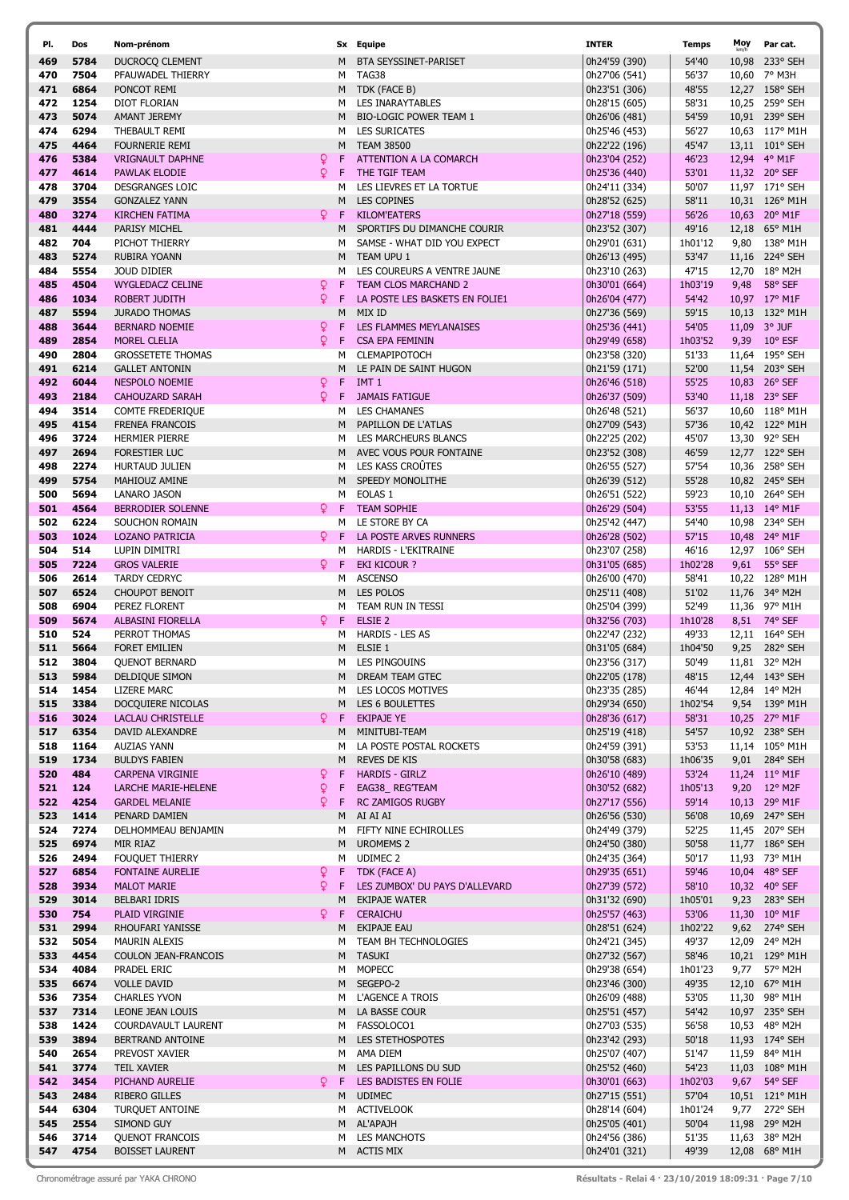| Pl. | Dos | Nom-prénom | Sx | Equipe | INTER | Temps | Moy km/h | Par cat. |
|---|---|---|---|---|---|---|---|---|
| 469 | 5784 | DUCROCQ CLEMENT | M | BTA SEYSSINET-PARISET | 0h24'59 (390) | 54'40 | 10,98 | 233° SEH |
| 470 | 7504 | PFAUWADEL THIERRY | M | TAG38 | 0h27'06 (541) | 56'37 | 10,60 | 7° M3H |
| 471 | 6864 | PONCOT REMI | M | TDK (FACE B) | 0h23'51 (306) | 48'55 | 12,27 | 158° SEH |
| 472 | 1254 | DIOT FLORIAN | M | LES INARAYTABLES | 0h28'15 (605) | 58'31 | 10,25 | 259° SEH |
| 473 | 5074 | AMANT JEREMY | M | BIO-LOGIC POWER TEAM 1 | 0h26'03 (481) | 54'59 | 10,91 | 239° SEH |
| 474 | 6294 | THEBAULT REMI | M | LES SURICATES | 0h25'46 (453) | 56'27 | 10,63 | 117° M1H |
| 475 | 4464 | FOURNERIE REMI | M | TEAM 38500 | 0h22'22 (196) | 45'47 | 13,11 | 101° SEH |
| 476 | 5384 | VRIGNAULT DAPHNE | ♀ F | ATTENTION A LA COMARCH | 0h23'04 (252) | 46'23 | 12,94 | 4° M1F |
| 477 | 4614 | PAWLAK ELODIE | ♀ F | THE TGIF TEAM | 0h25'36 (440) | 53'01 | 11,32 | 20° SEF |
| 478 | 3704 | DESGRANGES LOIC | M | LES LIEVRES ET LA TORTUE | 0h24'11 (334) | 50'07 | 11,97 | 171° SEH |
| 479 | 3554 | GONZALEZ YANN | M | LES COPINES | 0h28'52 (625) | 58'11 | 10,31 | 126° M1H |
| 480 | 3274 | KIRCHEN FATIMA | ♀ F | KILOM'EATERS | 0h27'18 (559) | 56'26 | 10,63 | 20° M1F |
| 481 | 4444 | PARISY MICHEL | M | SPORTIFS DU DIMANCHE COURIR | 0h23'52 (307) | 49'16 | 12,18 | 65° M1H |
| 482 | 704 | PICHOT THIERRY | M | SAMSE - WHAT DID YOU EXPECT | 0h29'01 (631) | 1h01'12 | 9,80 | 138° M1H |
| 483 | 5274 | RUBIRA YOANN | M | TEAM UPU 1 | 0h26'13 (495) | 53'47 | 11,16 | 224° SEH |
| 484 | 5554 | JOUD DIDIER | M | LES COUREURS A VENTRE JAUNE | 0h23'10 (263) | 47'15 | 12,70 | 18° M2H |
| 485 | 4504 | WYGLEDACZ CELINE | ♀ F | TEAM CLOS MARCHAND 2 | 0h30'01 (664) | 1h03'19 | 9,48 | 58° SEF |
| 486 | 1034 | ROBERT JUDITH | ♀ F | LA POSTE LES BASKETS EN FOLIE1 | 0h26'04 (477) | 54'42 | 10,97 | 17° M1F |
| 487 | 5594 | JURADO THOMAS | M | MIX ID | 0h27'36 (569) | 59'15 | 10,13 | 132° M1H |
| 488 | 3644 | BERNARD NOEMIE | ♀ F | LES FLAMMES MEYLANAISES | 0h25'36 (441) | 54'05 | 11,09 | 3° JUF |
| 489 | 2854 | MOREL CLELIA | ♀ F | CSA EPA FEMININ | 0h29'49 (658) | 1h03'52 | 9,39 | 10° ESF |
| 490 | 2804 | GROSSETETE THOMAS | M | CLEMAPIPOTOCH | 0h23'58 (320) | 51'33 | 11,64 | 195° SEH |
| 491 | 6214 | GALLET ANTONIN | M | LE PAIN DE SAINT HUGON | 0h21'59 (171) | 52'00 | 11,54 | 203° SEH |
| 492 | 6044 | NESPOLO NOEMIE | ♀ F | IMT 1 | 0h26'46 (518) | 55'25 | 10,83 | 26° SEF |
| 493 | 2184 | CAHOUZARD SARAH | ♀ F | JAMAIS FATIGUE | 0h26'37 (509) | 53'40 | 11,18 | 23° SEF |
| 494 | 3514 | COMTE FREDERIQUE | M | LES CHAMANES | 0h26'48 (521) | 56'37 | 10,60 | 118° M1H |
| 495 | 4154 | FRENEA FRANCOIS | M | PAPILLON DE L'ATLAS | 0h27'09 (543) | 57'36 | 10,42 | 122° M1H |
| 496 | 3724 | HERMIER PIERRE | M | LES MARCHEURS BLANCS | 0h22'25 (202) | 45'07 | 13,30 | 92° SEH |
| 497 | 2694 | FORESTIER LUC | M | AVEC VOUS POUR FONTAINE | 0h23'52 (308) | 46'59 | 12,77 | 122° SEH |
| 498 | 2274 | HURTAUD JULIEN | M | LES KASS CROÛTES | 0h26'55 (527) | 57'54 | 10,36 | 258° SEH |
| 499 | 5754 | MAHIOUZ AMINE | M | SPEEDY MONOLITHE | 0h26'39 (512) | 55'28 | 10,82 | 245° SEH |
| 500 | 5694 | LANARO JASON | M | EOLAS 1 | 0h26'51 (522) | 59'23 | 10,10 | 264° SEH |
| 501 | 4564 | BERRODIER SOLENNE | ♀ F | TEAM SOPHIE | 0h26'29 (504) | 53'55 | 11,13 | 14° M1F |
| 502 | 6224 | SOUCHON ROMAIN | M | LE STORE BY CA | 0h25'42 (447) | 54'40 | 10,98 | 234° SEH |
| 503 | 1024 | LOZANO PATRICIA | ♀ F | LA POSTE ARVES RUNNERS | 0h26'28 (502) | 57'15 | 10,48 | 24° M1F |
| 504 | 514 | LUPIN DIMITRI | M | HARDIS - L'EKITRAINE | 0h23'07 (258) | 46'16 | 12,97 | 106° SEH |
| 505 | 7224 | GROS VALERIE | ♀ F | EKI KICOUR ? | 0h31'05 (685) | 1h02'28 | 9,61 | 55° SEF |
| 506 | 2614 | TARDY CEDRYC | M | ASCENSO | 0h26'00 (470) | 58'41 | 10,22 | 128° M1H |
| 507 | 6524 | CHOUPOT BENOIT | M | LES POLOS | 0h25'11 (408) | 51'02 | 11,76 | 34° M2H |
| 508 | 6904 | PEREZ FLORENT | M | TEAM RUN IN TESSI | 0h25'04 (399) | 52'49 | 11,36 | 97° M1H |
| 509 | 5674 | ALBASINI FIORELLA | ♀ F | ELSIE 2 | 0h32'56 (703) | 1h10'28 | 8,51 | 74° SEF |
| 510 | 524 | PERROT THOMAS | M | HARDIS - LES AS | 0h22'47 (232) | 49'33 | 12,11 | 164° SEH |
| 511 | 5664 | FORET EMILIEN | M | ELSIE 1 | 0h31'05 (684) | 1h04'50 | 9,25 | 282° SEH |
| 512 | 3804 | QUENOT BERNARD | M | LES PINGOUINS | 0h23'56 (317) | 50'49 | 11,81 | 32° M2H |
| 513 | 5984 | DELDIQUE SIMON | M | DREAM TEAM GTEC | 0h22'05 (178) | 48'15 | 12,44 | 143° SEH |
| 514 | 1454 | LIZERE MARC | M | LES LOCOS MOTIVES | 0h23'35 (285) | 46'44 | 12,84 | 14° M2H |
| 515 | 3384 | DOCQUIERE NICOLAS | M | LES 6 BOULETTES | 0h29'34 (650) | 1h02'54 | 9,54 | 139° M1H |
| 516 | 3024 | LACLAU CHRISTELLE | ♀ F | EKIPAJE YE | 0h28'36 (617) | 58'31 | 10,25 | 27° M1F |
| 517 | 6354 | DAVID ALEXANDRE | M | MINITUBI-TEAM | 0h25'19 (418) | 54'57 | 10,92 | 238° SEH |
| 518 | 1164 | AUZIAS YANN | M | LA POSTE POSTAL ROCKETS | 0h24'59 (391) | 53'53 | 11,14 | 105° M1H |
| 519 | 1734 | BULDYS FABIEN | M | REVES DE KIS | 0h30'58 (683) | 1h06'35 | 9,01 | 284° SEH |
| 520 | 484 | CARPENA VIRGINIE | ♀ F | HARDIS - GIRLZ | 0h26'10 (489) | 53'24 | 11,24 | 11° M1F |
| 521 | 124 | LARCHE MARIE-HELENE | ♀ F | EAG38_ REG'TEAM | 0h30'52 (682) | 1h05'13 | 9,20 | 12° M2F |
| 522 | 4254 | GARDEL MELANIE | ♀ F | RC ZAMIGOS RUGBY | 0h27'17 (556) | 59'14 | 10,13 | 29° M1F |
| 523 | 1414 | PENARD DAMIEN | M | AI AI AI | 0h26'56 (530) | 56'08 | 10,69 | 247° SEH |
| 524 | 7274 | DELHOMMEAU BENJAMIN | M | FIFTY NINE ECHIROLLES | 0h24'49 (379) | 52'25 | 11,45 | 207° SEH |
| 525 | 6974 | MIR RIAZ | M | UROMEMS 2 | 0h24'50 (380) | 50'58 | 11,77 | 186° SEH |
| 526 | 2494 | FOUQUET THIERRY | M | UDIMEC 2 | 0h24'35 (364) | 50'17 | 11,93 | 73° M1H |
| 527 | 6854 | FONTAINE AURELIE | ♀ F | TDK (FACE A) | 0h29'35 (651) | 59'46 | 10,04 | 48° SEF |
| 528 | 3934 | MALOT MARIE | ♀ F | LES ZUMBOX' DU PAYS D'ALLEVARD | 0h27'39 (572) | 58'10 | 10,32 | 40° SEF |
| 529 | 3014 | BELBARI IDRIS | M | EKIPAJE WATER | 0h31'32 (690) | 1h05'01 | 9,23 | 283° SEH |
| 530 | 754 | PLAID VIRGINIE | ♀ F | CERAICHU | 0h25'57 (463) | 53'06 | 11,30 | 10° M1F |
| 531 | 2994 | RHOUFARI YANISSE | M | EKIPAJE EAU | 0h28'51 (624) | 1h02'22 | 9,62 | 274° SEH |
| 532 | 5054 | MAURIN ALEXIS | M | TEAM BH TECHNOLOGIES | 0h24'21 (345) | 49'37 | 12,09 | 24° M2H |
| 533 | 4454 | COULON JEAN-FRANCOIS | M | TASUKI | 0h27'32 (567) | 58'46 | 10,21 | 129° M1H |
| 534 | 4084 | PRADEL ERIC | M | MOPECC | 0h29'38 (654) | 1h01'23 | 9,77 | 57° M2H |
| 535 | 6674 | VOLLE DAVID | M | SEGEPO-2 | 0h23'46 (300) | 49'35 | 12,10 | 67° M1H |
| 536 | 7354 | CHARLES YVON | M | L'AGENCE A TROIS | 0h26'09 (488) | 53'05 | 11,30 | 98° M1H |
| 537 | 7314 | LEONE JEAN LOUIS | M | LA BASSE COUR | 0h25'51 (457) | 54'42 | 10,97 | 235° SEH |
| 538 | 1424 | COURDAVAULT LAURENT | M | FASSOLOCO1 | 0h27'03 (535) | 56'58 | 10,53 | 48° M2H |
| 539 | 3894 | BERTRAND ANTOINE | M | LES STETHOSPOTES | 0h23'42 (293) | 50'18 | 11,93 | 174° SEH |
| 540 | 2654 | PREVOST XAVIER | M | AMA DIEM | 0h25'07 (407) | 51'47 | 11,59 | 84° M1H |
| 541 | 3774 | TEIL XAVIER | M | LES PAPILLONS DU SUD | 0h25'52 (460) | 54'23 | 11,03 | 108° M1H |
| 542 | 3454 | PICHAND AURELIE | ♀ F | LES BADISTES EN FOLIE | 0h30'01 (663) | 1h02'03 | 9,67 | 54° SEF |
| 543 | 2484 | RIBERO GILLES | M | UDIMEC | 0h27'15 (551) | 57'04 | 10,51 | 121° M1H |
| 544 | 6304 | TURQUET ANTOINE | M | ACTIVELOOK | 0h28'14 (604) | 1h01'24 | 9,77 | 272° SEH |
| 545 | 2554 | SIMOND GUY | M | AL'APAJH | 0h25'05 (401) | 50'04 | 11,98 | 29° M2H |
| 546 | 3714 | QUENOT FRANCOIS | M | LES MANCHOTS | 0h24'56 (386) | 51'35 | 11,63 | 38° M2H |
| 547 | 4754 | BOISSET LAURENT | M | ACTIS MIX | 0h24'01 (321) | 49'39 | 12,08 | 68° M1H |

Chronométrage assuré par YAKA CHRONO

Résultats - Relai 4 · 23/10/2019 18:09:31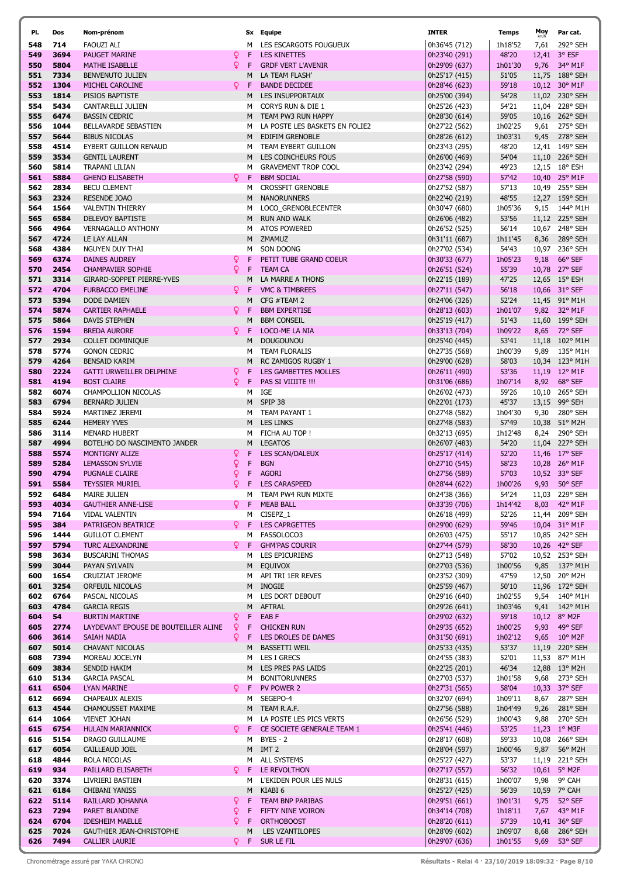| Pl. | Dos | Nom-prénom | | Sx | Equipe | INTER | Temps | Moy km/h | Par cat. |
|---|---|---|---|---|---|---|---|---|---|
| 548 | 714 | FAOUZI ALI | | M | LES ESCARGOTS FOUGUEUX | 0h36'45 (712) | 1h18'52 | 7,61 | 292° SEH |
| 549 | 3694 | PAUGET MARINE | ♀ | F | LES KINETTES | 0h23'40 (291) | 48'20 | 12,41 | 3° ESF |
| 550 | 5804 | MATHE ISABELLE | ♀ | F | GRDF VERT L'AVENIR | 0h29'09 (637) | 1h01'30 | 9,76 | 34° M1F |
| 551 | 7334 | BENVENUTO JULIEN | | M | LA TEAM FLASH' | 0h25'17 (415) | 51'05 | 11,75 | 188° SEH |
| 552 | 1304 | MICHEL CAROLINE | ♀ | F | BANDE DECIDEE | 0h28'46 (623) | 59'18 | 10,12 | 30° M1F |
| 553 | 1814 | PISIOS BAPTISTE | | M | LES INSUPPORTAUX | 0h25'00 (394) | 54'28 | 11,02 | 230° SEH |
| 554 | 5434 | CANTARELLI JULIEN | | M | CORYS RUN & DIE 1 | 0h25'26 (423) | 54'21 | 11,04 | 228° SEH |
| 555 | 6474 | BASSIN CEDRIC | | M | TEAM PW3 RUN HAPPY | 0h28'30 (614) | 59'05 | 10,16 | 262° SEH |
| 556 | 1044 | BELLAVARDE SEBASTIEN | | M | LA POSTE LES BASKETS EN FOLIE2 | 0h27'22 (562) | 1h02'25 | 9,61 | 275° SEH |
| 557 | 5644 | BIBUS NICOLAS | | M | EDIFIM GRENOBLE | 0h28'26 (612) | 1h03'31 | 9,45 | 278° SEH |
| 558 | 4514 | EYBERT GUILLON RENAUD | | M | TEAM EYBERT GUILLON | 0h23'43 (295) | 48'20 | 12,41 | 149° SEH |
| 559 | 3534 | GENTIL LAURENT | | M | LES COINCHEURS FOUS | 0h26'00 (469) | 54'04 | 11,10 | 226° SEH |
| 560 | 5814 | TRAPANI LILIAN | | M | GRAVEMENT TROP COOL | 0h23'42 (294) | 49'23 | 12,15 | 18° ESH |
| 561 | 5884 | GHENO ELISABETH | ♀ | F | BBM SOCIAL | 0h27'58 (590) | 57'42 | 10,40 | 25° M1F |
| 562 | 2834 | BECU CLEMENT | | M | CROSSFIT GRENOBLE | 0h27'52 (587) | 57'13 | 10,49 | 255° SEH |
| 563 | 2324 | RESENDE JOAO | | M | NANORUNNERS | 0h22'40 (219) | 48'55 | 12,27 | 159° SEH |
| 564 | 1564 | VALENTIN THIERRY | | M | LOCO_GRENOBLECENTER | 0h30'47 (680) | 1h05'36 | 9,15 | 144° M1H |
| 565 | 6584 | DELEVOY BAPTISTE | | M | RUN AND WALK | 0h26'06 (482) | 53'56 | 11,12 | 225° SEH |
| 566 | 4964 | VERNAGALLO ANTHONY | | M | ATOS POWERED | 0h26'52 (525) | 56'14 | 10,67 | 248° SEH |
| 567 | 4724 | LE LAY ALLAN | | M | ZMAMUZ | 0h31'11 (687) | 1h11'45 | 8,36 | 289° SEH |
| 568 | 4384 | NGUYEN DUY THAI | | M | SON DOONG | 0h27'02 (534) | 54'43 | 10,97 | 236° SEH |
| 569 | 6374 | DAINES AUDREY | ♀ | F | PETIT TUBE GRAND COEUR | 0h30'33 (677) | 1h05'23 | 9,18 | 66° SEF |
| 570 | 2454 | CHAMPAVIER SOPHIE | ♀ | F | TEAM CA | 0h26'51 (524) | 55'39 | 10,78 | 27° SEF |
| 571 | 3314 | GIRARD-SOPPET PIERRE-YVES | | M | LA MARRE A THONS | 0h22'15 (189) | 47'25 | 12,65 | 15° ESH |
| 572 | 4704 | FURBACCO EMELINE | ♀ | F | VMC & TIMBREES | 0h27'11 (547) | 56'18 | 10,66 | 31° SEF |
| 573 | 5394 | DODE DAMIEN | | M | CFG #TEAM 2 | 0h24'06 (326) | 52'24 | 11,45 | 91° M1H |
| 574 | 5874 | CARTIER RAPHAELE | ♀ | F | BBM EXPERTISE | 0h28'13 (603) | 1h01'07 | 9,82 | 32° M1F |
| 575 | 5864 | DAVIS STEPHEN | | M | BBM CONSEIL | 0h25'19 (417) | 51'43 | 11,60 | 199° SEH |
| 576 | 1594 | BREDA AURORE | ♀ | F | LOCO-ME LA NIA | 0h33'13 (704) | 1h09'22 | 8,65 | 72° SEF |
| 577 | 2934 | COLLET DOMINIQUE | | M | DOUGOUNOU | 0h25'40 (445) | 53'41 | 11,18 | 102° M1H |
| 578 | 5774 | GONON CEDRIC | | M | TEAM FLORALIS | 0h27'35 (568) | 1h00'39 | 9,89 | 135° M1H |
| 579 | 4264 | BENSAID KARIM | | M | RC ZAMIGOS RUGBY 1 | 0h29'00 (628) | 58'03 | 10,34 | 123° M1H |
| 580 | 2224 | GATTI URWEILLER DELPHINE | ♀ | F | LES GAMBETTES MOLLES | 0h26'11 (490) | 53'36 | 11,19 | 12° M1F |
| 581 | 4194 | BOST CLAIRE | ♀ | F | PAS SI VIIIITE !!! | 0h31'06 (686) | 1h07'14 | 8,92 | 68° SEF |
| 582 | 6074 | CHAMPOLLION NICOLAS | | M | IGE | 0h26'02 (473) | 59'26 | 10,10 | 265° SEH |
| 583 | 6794 | BERNARD JULIEN | | M | SPIP 38 | 0h22'01 (173) | 45'37 | 13,15 | 99° SEH |
| 584 | 5924 | MARTINEZ JEREMI | | M | TEAM PAYANT 1 | 0h27'48 (582) | 1h04'30 | 9,30 | 280° SEH |
| 585 | 6244 | HEMERY YVES | | M | LES LINKS | 0h27'48 (583) | 57'49 | 10,38 | 51° M2H |
| 586 | 3114 | MENARD HUBERT | | M | FICHA AU TOP ! | 0h32'13 (695) | 1h12'48 | 8,24 | 290° SEH |
| 587 | 4994 | BOTELHO DO NASCIMENTO JANDER | | M | LEGATOS | 0h26'07 (483) | 54'20 | 11,04 | 227° SEH |
| 588 | 5574 | MONTIGNY ALIZE | ♀ | F | LES SCAN/DALEUX | 0h25'17 (414) | 52'20 | 11,46 | 17° SEF |
| 589 | 5284 | LEMASSON SYLVIE | ♀ | F | BGN | 0h27'10 (545) | 58'23 | 10,28 | 26° M1F |
| 590 | 4794 | PUGNALE CLAIRE | ♀ | F | AGORI | 0h27'56 (589) | 57'03 | 10,52 | 33° SEF |
| 591 | 5584 | TEYSSIER MURIEL | ♀ | F | LES CARASPEED | 0h28'44 (622) | 1h00'26 | 9,93 | 50° SEF |
| 592 | 6484 | MAIRE JULIEN | | M | TEAM PW4 RUN MIXTE | 0h24'38 (366) | 54'24 | 11,03 | 229° SEH |
| 593 | 4034 | GAUTHIER ANNE-LISE | ♀ | F | MEAB BALL | 0h33'39 (706) | 1h14'42 | 8,03 | 42° M1F |
| 594 | 7164 | VIDAL VALENTIN | | M | CISEPZ_1 | 0h26'18 (499) | 52'26 | 11,44 | 209° SEH |
| 595 | 384 | PATRIGEON BEATRICE | ♀ | F | LES CAPRGETTES | 0h29'00 (629) | 59'46 | 10,04 | 31° M1F |
| 596 | 1444 | GUILLOT CLEMENT | | M | FASSOLOCO3 | 0h26'03 (475) | 55'17 | 10,85 | 242° SEH |
| 597 | 5794 | TURC ALEXANDRINE | ♀ | F | GHM'PAS COURIR | 0h27'44 (579) | 58'30 | 10,26 | 42° SEF |
| 598 | 3634 | BUSCARINI THOMAS | | M | LES EPICURIENS | 0h27'13 (548) | 57'02 | 10,52 | 253° SEH |
| 599 | 3044 | PAYAN SYLVAIN | | M | EQUIVOX | 0h27'03 (536) | 1h00'56 | 9,85 | 137° M1H |
| 600 | 1654 | CRUIZIAT JEROME | | M | API TRI 1ER REVES | 0h23'52 (309) | 47'59 | 12,50 | 20° M2H |
| 601 | 3254 | ORFEUIL NICOLAS | | M | INOGIE | 0h25'59 (467) | 50'10 | 11,96 | 172° SEH |
| 602 | 6764 | PASCAL NICOLAS | | M | LES DORT DEBOUT | 0h29'16 (640) | 1h02'55 | 9,54 | 140° M1H |
| 603 | 4784 | GARCIA REGIS | | M | AFTRAL | 0h29'26 (641) | 1h03'46 | 9,41 | 142° M1H |
| 604 | 54 | BURTIN MARTINE | ♀ | F | EAB F | 0h29'02 (632) | 59'18 | 10,12 | 8° M2F |
| 605 | 2774 | LAYDEVANT EPOUSE DE BOUTEILLER ALINE | ♀ | F | CHICKEN RUN | 0h29'35 (652) | 1h00'25 | 9,93 | 49° SEF |
| 606 | 3614 | SAIAH NADIA | ♀ | F | LES DROLES DE DAMES | 0h31'50 (691) | 1h02'12 | 9,65 | 10° M2F |
| 607 | 5014 | CHAVANT NICOLAS | | M | BASSETTI WEIL | 0h25'33 (435) | 53'37 | 11,19 | 220° SEH |
| 608 | 7394 | MOREAU JOCELYN | | M | LES I GRECS | 0h24'55 (383) | 52'01 | 11,53 | 87° M1H |
| 609 | 3834 | SENDID HAKIM | | M | LES PRES PAS LAIDS | 0h22'25 (201) | 46'34 | 12,88 | 13° M2H |
| 610 | 5134 | GARCIA PASCAL | | M | BONITORUNNERS | 0h27'03 (537) | 1h01'58 | 9,68 | 273° SEH |
| 611 | 6504 | LYAN MARINE | ♀ | F | PV POWER 2 | 0h27'31 (565) | 58'04 | 10,33 | 37° SEF |
| 612 | 6694 | CHAPEAUX ALEXIS | | M | SEGEPO-4 | 0h32'07 (694) | 1h09'11 | 8,67 | 287° SEH |
| 613 | 4544 | CHAMOUSSET MAXIME | | M | TEAM R.A.F. | 0h27'56 (588) | 1h04'49 | 9,26 | 281° SEH |
| 614 | 1064 | VIENET JOHAN | | M | LA POSTE LES PICS VERTS | 0h26'56 (529) | 1h00'43 | 9,88 | 270° SEH |
| 615 | 6754 | HULAIN MARIANNICK | ♀ | F | CE SOCIETE GENERALE TEAM 1 | 0h25'41 (446) | 53'25 | 11,23 | 1° M3F |
| 616 | 5154 | DRAGO GUILLAUME | | M | BYES - 2 | 0h28'17 (608) | 59'33 | 10,08 | 266° SEH |
| 617 | 6054 | CAILLEAUD JOEL | | M | IMT 2 | 0h28'04 (597) | 1h00'46 | 9,87 | 56° M2H |
| 618 | 4844 | ROLA NICOLAS | | M | ALL SYSTEMS | 0h25'27 (427) | 53'37 | 11,19 | 221° SEH |
| 619 | 934 | PAILLARD ELISABETH | ♀ | F | LE REVOLTHON | 0h27'17 (557) | 56'32 | 10,61 | 5° M2F |
| 620 | 3374 | LIVRIERI BASTIEN | | M | L'EKIDEN POUR LES NULS | 0h28'31 (615) | 1h00'07 | 9,98 | 9° CAH |
| 621 | 6184 | CHIBANI YANISS | | M | KIABI 6 | 0h25'27 (425) | 56'39 | 10,59 | 7° CAH |
| 622 | 5114 | RAILLARD JOHANNA | ♀ | F | TEAM BNP PARIBAS | 0h29'51 (661) | 1h01'31 | 9,75 | 52° SEF |
| 623 | 7294 | PARET BLANDINE | ♀ | F | FIFTY NINE VOIRON | 0h34'14 (708) | 1h18'11 | 7,67 | 43° M1F |
| 624 | 6704 | IDESHEIM MAELLE | ♀ | F | ORTHOBOOST | 0h28'20 (611) | 57'39 | 10,41 | 36° SEF |
| 625 | 7024 | GAUTHIER JEAN-CHRISTOPHE | | M | LES VZANTILOPES | 0h28'09 (602) | 1h09'07 | 8,68 | 286° SEH |
| 626 | 7494 | CALLIER LAURIE | ♀ | F | SUR LE FIL | 0h29'07 (636) | 1h01'55 | 9,69 | 53° SEF |

Chronométrage assuré par YAKA CHRONO

Résultats - Relai 4 · 23/10/2019 18:09:32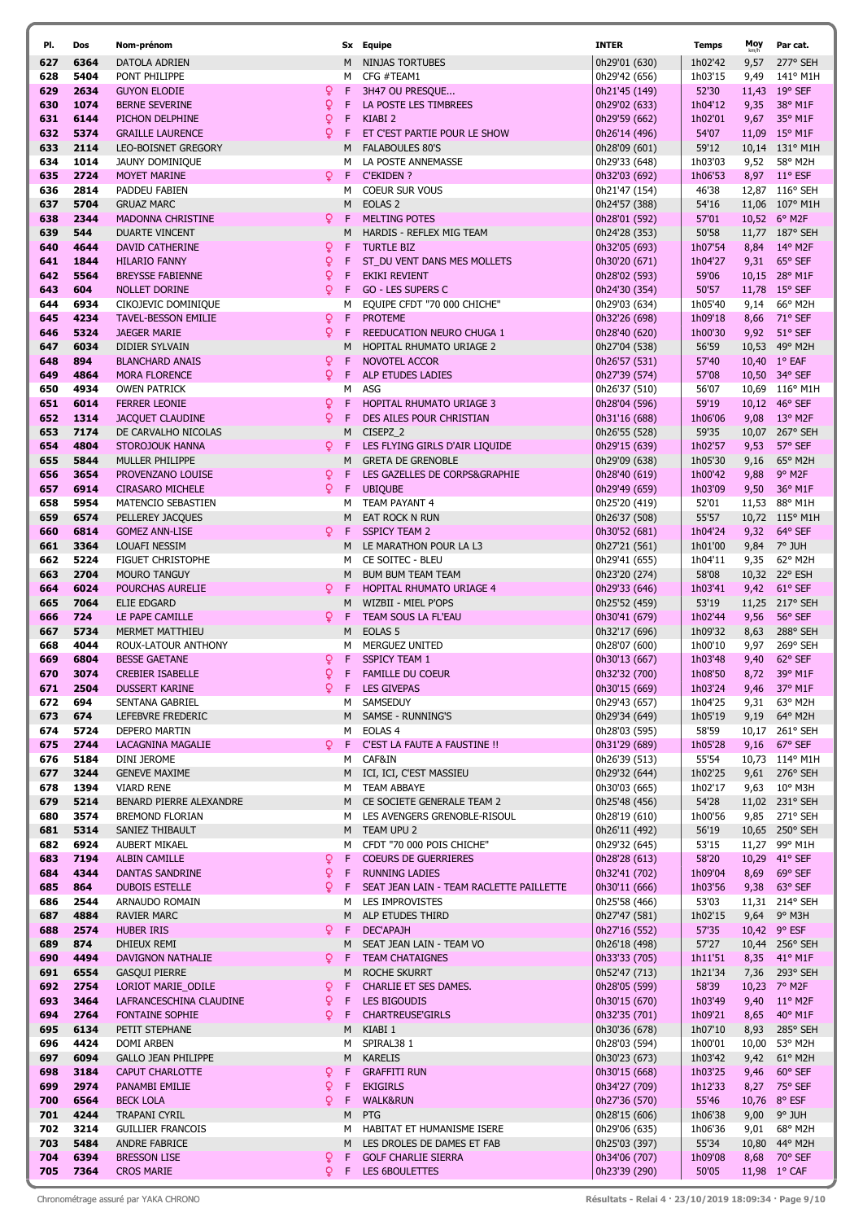| Pl. | Dos | Nom-prénom | | Sx | Equipe | INTER | Temps | Moy km/h | Par cat. |
|---|---|---|---|---|---|---|---|---|---|
| 627 | 6364 | DATOLA ADRIEN | | M | NINJAS TORTUBES | 0h29'01 (630) | 1h02'42 | 9,57 | 277° SEH |
| 628 | 5404 | PONT PHILIPPE | | M | CFG #TEAM1 | 0h29'42 (656) | 1h03'15 | 9,49 | 141° M1H |
| 629 | 2634 | GUYON ELODIE | ♀ | F | 3H47 OU PRESQUE... | 0h21'45 (149) | 52'30 | 11,43 | 19° SEF |
| 630 | 1074 | BERNE SEVERINE | ♀ | F | LA POSTE LES TIMBREES | 0h29'02 (633) | 1h04'12 | 9,35 | 38° M1F |
| 631 | 6144 | PICHON DELPHINE | ♀ | F | KIABI 2 | 0h29'59 (662) | 1h02'01 | 9,67 | 35° M1F |
| 632 | 5374 | GRAILLE LAURENCE | ♀ | F | ET C'EST PARTIE POUR LE SHOW | 0h26'14 (496) | 54'07 | 11,09 | 15° M1F |
| 633 | 2114 | LEO-BOISNET GREGORY | | M | FALABOULES 80'S | 0h28'09 (601) | 59'12 | 10,14 | 131° M1H |
| 634 | 1014 | JAUNY DOMINIQUE | | M | LA POSTE ANNEMASSE | 0h29'33 (648) | 1h03'03 | 9,52 | 58° M2H |
| 635 | 2724 | MOYET MARINE | ♀ | F | C'EKIDEN ? | 0h32'03 (692) | 1h06'53 | 8,97 | 11° ESF |
| 636 | 2814 | PADDEU FABIEN | | M | COEUR SUR VOUS | 0h21'47 (154) | 46'38 | 12,87 | 116° SEH |
| 637 | 5704 | GRUAZ MARC | | M | EOLAS 2 | 0h24'57 (388) | 54'16 | 11,06 | 107° M1H |
| 638 | 2344 | MADONNA CHRISTINE | ♀ | F | MELTING POTES | 0h28'01 (592) | 57'01 | 10,52 | 6° M2F |
| 639 | 544 | DUARTE VINCENT | | M | HARDIS - REFLEX MIG TEAM | 0h24'28 (353) | 50'58 | 11,77 | 187° SEH |
| 640 | 4644 | DAVID CATHERINE | ♀ | F | TURTLE BIZ | 0h32'05 (693) | 1h07'54 | 8,84 | 14° M2F |
| 641 | 1844 | HILARIO FANNY | ♀ | F | ST_DU VENT DANS MES MOLLETS | 0h30'20 (671) | 1h04'27 | 9,31 | 65° SEF |
| 642 | 5564 | BREYSSE FABIENNE | ♀ | F | EKIKI REVIENT | 0h28'02 (593) | 59'06 | 10,15 | 28° M1F |
| 643 | 604 | NOLLET DORINE | ♀ | F | GO - LES SUPERS C | 0h24'30 (354) | 50'57 | 11,78 | 15° SEF |
| 644 | 6934 | CIKOJEVIC DOMINIQUE | | M | EQUIPE CFDT "70 000 CHICHE" | 0h29'03 (634) | 1h05'40 | 9,14 | 66° M2H |
| 645 | 4234 | TAVEL-BESSON EMILIE | ♀ | F | PROTEME | 0h32'26 (698) | 1h09'18 | 8,66 | 71° SEF |
| 646 | 5324 | JAEGER MARIE | ♀ | F | REEDUCATION NEURO CHUGA 1 | 0h28'40 (620) | 1h00'30 | 9,92 | 51° SEF |
| 647 | 6034 | DIDIER SYLVAIN | | M | HOPITAL RHUMATO URIAGE 2 | 0h27'04 (538) | 56'59 | 10,53 | 49° M2H |
| 648 | 894 | BLANCHARD ANAIS | ♀ | F | NOVOTEL ACCOR | 0h26'57 (531) | 57'40 | 10,40 | 1° EAF |
| 649 | 4864 | MORA FLORENCE | ♀ | F | ALP ETUDES LADIES | 0h27'39 (574) | 57'08 | 10,50 | 34° SEF |
| 650 | 4934 | OWEN PATRICK | | M | ASG | 0h26'37 (510) | 56'07 | 10,69 | 116° M1H |
| 651 | 6014 | FERRER LEONIE | ♀ | F | HOPITAL RHUMATO URIAGE 3 | 0h28'04 (596) | 59'19 | 10,12 | 46° SEF |
| 652 | 1314 | JACQUET CLAUDINE | ♀ | F | DES AILES POUR CHRISTIAN | 0h31'16 (688) | 1h06'06 | 9,08 | 13° M2F |
| 653 | 7174 | DE CARVALHO NICOLAS | | M | CISEPZ_2 | 0h26'55 (528) | 59'35 | 10,07 | 267° SEH |
| 654 | 4804 | STOROJOUK HANNA | ♀ | F | LES FLYING GIRLS D'AIR LIQUIDE | 0h29'15 (639) | 1h02'57 | 9,53 | 57° SEF |
| 655 | 5844 | MULLER PHILIPPE | | M | GRETA DE GRENOBLE | 0h29'09 (638) | 1h05'30 | 9,16 | 65° M2H |
| 656 | 3654 | PROVENZANO LOUISE | ♀ | F | LES GAZELLES DE CORPS&GRAPHIE | 0h28'40 (619) | 1h00'42 | 9,88 | 9° M2F |
| 657 | 6914 | CIRASARO MICHELE | ♀ | F | UBIQUBE | 0h29'49 (659) | 1h03'09 | 9,50 | 36° M1F |
| 658 | 5954 | MATENCIO SEBASTIEN | | M | TEAM PAYANT 4 | 0h25'20 (419) | 52'01 | 11,53 | 88° M1H |
| 659 | 6574 | PELLEREY JACQUES | | M | EAT ROCK N RUN | 0h26'37 (508) | 55'57 | 10,72 | 115° M1H |
| 660 | 6814 | GOMEZ ANN-LISE | ♀ | F | SSPICY TEAM 2 | 0h30'52 (681) | 1h04'24 | 9,32 | 64° SEF |
| 661 | 3364 | LOUAFI NESSIM | | M | LE MARATHON POUR LA L3 | 0h27'21 (561) | 1h01'00 | 9,84 | 7° JUH |
| 662 | 5224 | FIGUET CHRISTOPHE | | M | CE SOITEC - BLEU | 0h29'41 (655) | 1h04'11 | 9,35 | 62° M2H |
| 663 | 2704 | MOURO TANGUY | | M | BUM BUM TEAM TEAM | 0h23'20 (274) | 58'08 | 10,32 | 22° ESH |
| 664 | 6024 | POURCHAS AURELIE | ♀ | F | HOPITAL RHUMATO URIAGE 4 | 0h29'33 (646) | 1h03'41 | 9,42 | 61° SEF |
| 665 | 7064 | ELIE EDGARD | | M | WIZBII - MIEL P'OPS | 0h25'52 (459) | 53'19 | 11,25 | 217° SEH |
| 666 | 724 | LE PAPE CAMILLE | ♀ | F | TEAM SOUS LA FL'EAU | 0h30'41 (679) | 1h02'44 | 9,56 | 56° SEF |
| 667 | 5734 | MERMET MATTHIEU | | M | EOLAS 5 | 0h32'17 (696) | 1h09'32 | 8,63 | 288° SEH |
| 668 | 4044 | ROUX-LATOUR ANTHONY | | M | MERGUEZ UNITED | 0h28'07 (600) | 1h00'10 | 9,97 | 269° SEH |
| 669 | 6804 | BESSE GAETANE | ♀ | F | SSPICY TEAM 1 | 0h30'13 (667) | 1h03'48 | 9,40 | 62° SEF |
| 670 | 3074 | CREBIER ISABELLE | ♀ | F | FAMILLE DU COEUR | 0h32'32 (700) | 1h08'50 | 8,72 | 39° M1F |
| 671 | 2504 | DUSSERT KARINE | ♀ | F | LES GIVEPAS | 0h30'15 (669) | 1h03'24 | 9,46 | 37° M1F |
| 672 | 694 | SENTANA GABRIEL | | M | SAMSEDUY | 0h29'43 (657) | 1h04'25 | 9,31 | 63° M2H |
| 673 | 674 | LEFEBVRE FREDERIC | | M | SAMSE - RUNNING'S | 0h29'34 (649) | 1h05'19 | 9,19 | 64° M2H |
| 674 | 5724 | DEPERO MARTIN | | M | EOLAS 4 | 0h28'03 (595) | 58'59 | 10,17 | 261° SEH |
| 675 | 2744 | LACAGNINA MAGALIE | ♀ | F | C'EST LA FAUTE A FAUSTINE !! | 0h31'29 (689) | 1h05'28 | 9,16 | 67° SEF |
| 676 | 5184 | DINI JEROME | | M | CAF&IN | 0h26'39 (513) | 55'54 | 10,73 | 114° M1H |
| 677 | 3244 | GENEVE MAXIME | | M | ICI, ICI, C'EST MASSIEU | 0h29'32 (644) | 1h02'25 | 9,61 | 276° SEH |
| 678 | 1394 | VIARD RENE | | M | TEAM ABBAYE | 0h30'03 (665) | 1h02'17 | 9,63 | 10° M3H |
| 679 | 5214 | BENARD PIERRE ALEXANDRE | | M | CE SOCIETE GENERALE TEAM 2 | 0h25'48 (456) | 54'28 | 11,02 | 231° SEH |
| 680 | 3574 | BREMOND FLORIAN | | M | LES AVENGERS GRENOBLE-RISOUL | 0h28'19 (610) | 1h00'56 | 9,85 | 271° SEH |
| 681 | 5314 | SANIEZ THIBAULT | | M | TEAM UPU 2 | 0h26'11 (492) | 56'19 | 10,65 | 250° SEH |
| 682 | 6924 | AUBERT MIKAEL | | M | CFDT "70 000 POIS CHICHE" | 0h29'32 (645) | 53'15 | 11,27 | 99° M1H |
| 683 | 7194 | ALBIN CAMILLE | ♀ | F | COEURS DE GUERRIERES | 0h28'28 (613) | 58'20 | 10,29 | 41° SEF |
| 684 | 4344 | DANTAS SANDRINE | ♀ | F | RUNNING LADIES | 0h32'41 (702) | 1h09'04 | 8,69 | 69° SEF |
| 685 | 864 | DUBOIS ESTELLE | ♀ | F | SEAT JEAN LAIN - TEAM RACLETTE PAILLETTE | 0h30'11 (666) | 1h03'56 | 9,38 | 63° SEF |
| 686 | 2544 | ARNAUDO ROMAIN | | M | LES IMPROVISTES | 0h25'58 (466) | 53'03 | 11,31 | 214° SEH |
| 687 | 4884 | RAVIER MARC | | M | ALP ETUDES THIRD | 0h27'47 (581) | 1h02'15 | 9,64 | 9° M3H |
| 688 | 2574 | HUBER IRIS | ♀ | F | DEC'APAJH | 0h27'16 (552) | 57'35 | 10,42 | 9° ESF |
| 689 | 874 | DHIEUX REMI | | M | SEAT JEAN LAIN - TEAM VO | 0h26'18 (498) | 57'27 | 10,44 | 256° SEH |
| 690 | 4494 | DAVIGNON NATHALIE | ♀ | F | TEAM CHATAIGNES | 0h33'33 (705) | 1h11'51 | 8,35 | 41° M1F |
| 691 | 6554 | GASQUI PIERRE | | M | ROCHE SKURRT | 0h52'47 (713) | 1h21'34 | 7,36 | 293° SEH |
| 692 | 2754 | LORIOT MARIE_ODILE | ♀ | F | CHARLIE ET SES DAMES. | 0h28'05 (599) | 58'39 | 10,23 | 7° M2F |
| 693 | 3464 | LAFRANCESCHINA CLAUDINE | ♀ | F | LES BIGOUDIS | 0h30'15 (670) | 1h03'49 | 9,40 | 11° M2F |
| 694 | 2764 | FONTAINE SOPHIE | ♀ | F | CHARTREUSE'GIRLS | 0h32'35 (701) | 1h09'21 | 8,65 | 40° M1F |
| 695 | 6134 | PETIT STEPHANE | | M | KIABI 1 | 0h30'36 (678) | 1h07'10 | 8,93 | 285° SEH |
| 696 | 4424 | DOMI ARBEN | | M | SPIRAL38 1 | 0h28'03 (594) | 1h00'01 | 10,00 | 53° M2H |
| 697 | 6094 | GALLO JEAN PHILIPPE | | M | KARELIS | 0h30'23 (673) | 1h03'42 | 9,42 | 61° M2H |
| 698 | 3184 | CAPUT CHARLOTTE | ♀ | F | GRAFFITI RUN | 0h30'15 (668) | 1h03'25 | 9,46 | 60° SEF |
| 699 | 2974 | PANAMBI EMILIE | ♀ | F | EKIGIRLS | 0h34'27 (709) | 1h12'33 | 8,27 | 75° SEF |
| 700 | 6564 | BECK LOLA | ♀ | F | WALK&RUN | 0h27'36 (570) | 55'46 | 10,76 | 8° ESF |
| 701 | 4244 | TRAPANI CYRIL | | M | PTG | 0h28'15 (606) | 1h06'38 | 9,00 | 9° JUH |
| 702 | 3214 | GUILLIER FRANCOIS | | M | HABITAT ET HUMANISME ISERE | 0h29'06 (635) | 1h06'36 | 9,01 | 68° M2H |
| 703 | 5484 | ANDRE FABRICE | | M | LES DROLES DE DAMES ET FAB | 0h25'03 (397) | 55'34 | 10,80 | 44° M2H |
| 704 | 6394 | BRESSON LISE | ♀ | F | GOLF CHARLIE SIERRA | 0h34'06 (707) | 1h09'08 | 8,68 | 70° SEF |
| 705 | 7364 | CROS MARIE | ♀ | F | LES 6BOULETTES | 0h23'39 (290) | 50'05 | 11,98 | 1° CAF |

Chronométrage assuré par YAKA CHRONO

Résultats - Relai 4 · 23/10/2019 18:09:34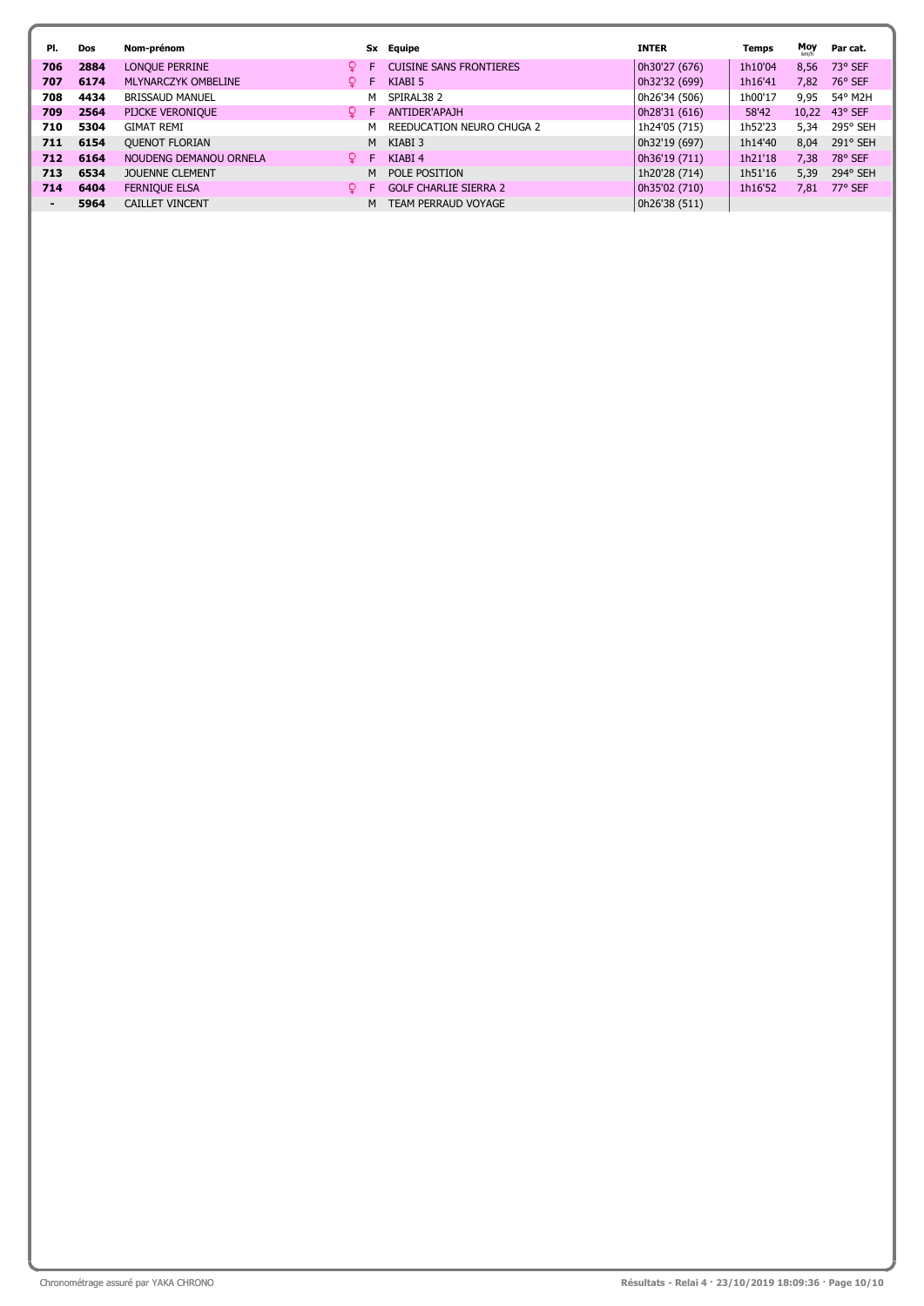| Pl. | Dos | Nom-prénom | | Sx | Equipe | INTER | Temps | Moy km/h | Par cat. |
|---|---|---|---|---|---|---|---|---|---|
| 706 | 2884 | LONQUE PERRINE | ♀ | F | CUISINE SANS FRONTIERES | 0h30'27 (676) | 1h10'04 | 8,56 | 73° SEF |
| 707 | 6174 | MLYNARCZYK OMBELINE | ♀ | F | KIABI 5 | 0h32'32 (699) | 1h16'41 | 7,82 | 76° SEF |
| 708 | 4434 | BRISSAUD MANUEL | | M | SPIRAL38 2 | 0h26'34 (506) | 1h00'17 | 9,95 | 54° M2H |
| 709 | 2564 | PIJCKE VERONIQUE | ♀ | F | ANTIDER'APAJH | 0h28'31 (616) | 58'42 | 10,22 | 43° SEF |
| 710 | 5304 | GIMAT REMI | | M | REEDUCATION NEURO CHUGA 2 | 1h24'05 (715) | 1h52'23 | 5,34 | 295° SEH |
| 711 | 6154 | QUENOT FLORIAN | | M | KIABI 3 | 0h32'19 (697) | 1h14'40 | 8,04 | 291° SEH |
| 712 | 6164 | NOUDENG DEMANOU ORNELA | ♀ | F | KIABI 4 | 0h36'19 (711) | 1h21'18 | 7,38 | 78° SEF |
| 713 | 6534 | JOUENNE CLEMENT | | M | POLE POSITION | 1h20'28 (714) | 1h51'16 | 5,39 | 294° SEH |
| 714 | 6404 | FERNIQUE ELSA | ♀ | F | GOLF CHARLIE SIERRA 2 | 0h35'02 (710) | 1h16'52 | 7,81 | 77° SEF |
| - | 5964 | CAILLET VINCENT | | M | TEAM PERRAUD VOYAGE | 0h26'38 (511) | | | |

Chronométrage assuré par YAKA CHRONO

Résultats - Relai 4 · 23/10/2019 18:09:36